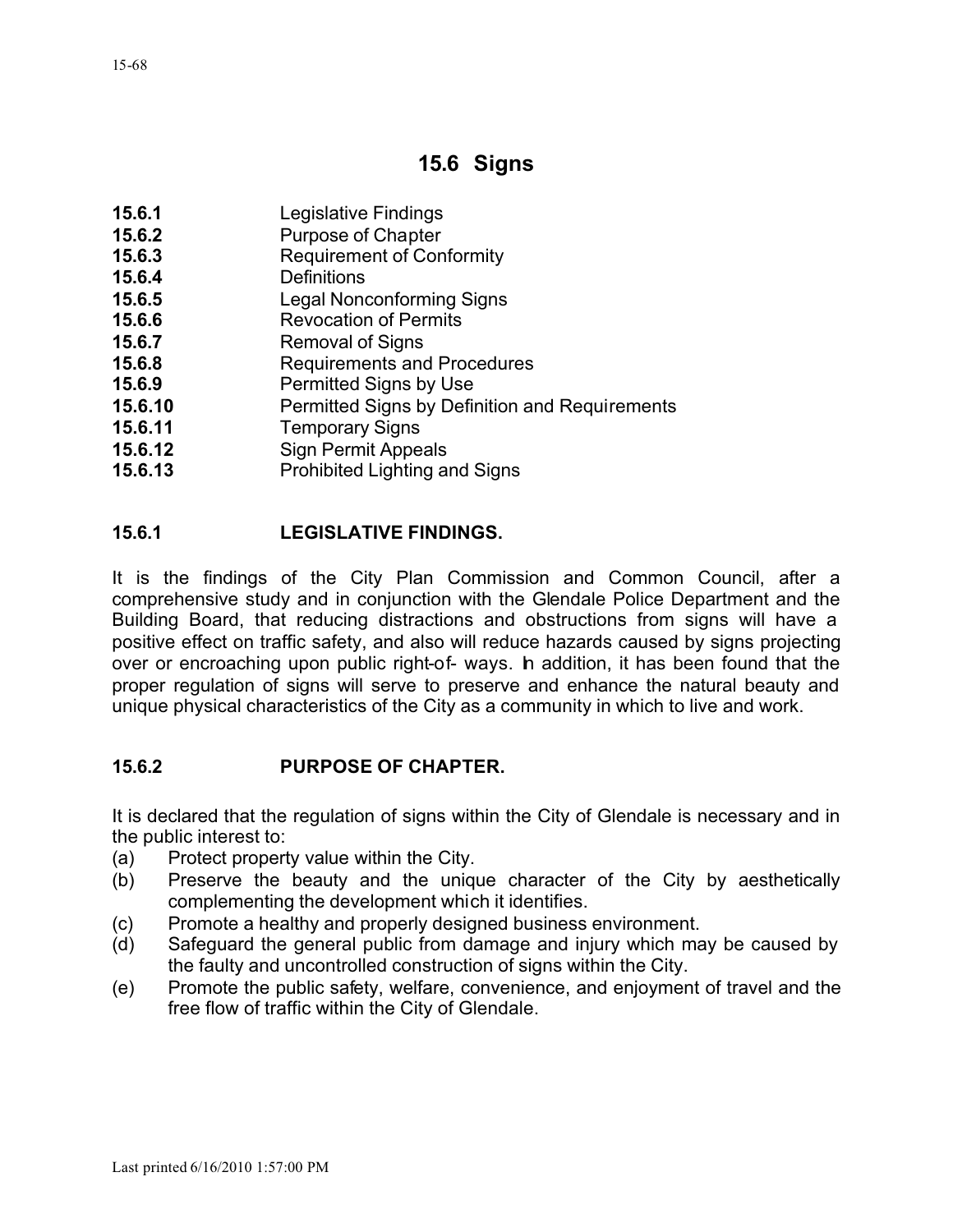# 15.6 Signs

| | |
|---|---|
| **15.6.1** | Legislative Findings |
| **15.6.2** | Purpose of Chapter |
| **15.6.3** | Requirement of Conformity |
| **15.6.4** | Definitions |
| **15.6.5** | Legal Nonconforming Signs |
| **15.6.6** | Revocation of Permits |
| **15.6.7** | Removal of Signs |
| **15.6.8** | Requirements and Procedures |
| **15.6.9** | Permitted Signs by Use |
| **15.6.10** | Permitted Signs by Definition and Requirements |
| **15.6.11** | Temporary Signs |
| **15.6.12** | Sign Permit Appeals |
| **15.6.13** | Prohibited Lighting and Signs |

## 15.6.1 LEGISLATIVE FINDINGS.

It is the findings of the City Plan Commission and Common Council, after a comprehensive study and in conjunction with the Glendale Police Department and the Building Board, that reducing distractions and obstructions from signs will have a positive effect on traffic safety, and also will reduce hazards caused by signs projecting over or encroaching upon public right-of- ways. In addition, it has been found that the proper regulation of signs will serve to preserve and enhance the natural beauty and unique physical characteristics of the City as a community in which to live and work.

## 15.6.2 PURPOSE OF CHAPTER.

It is declared that the regulation of signs within the City of Glendale is necessary and in the public interest to:

(a) Protect property value within the City.

(b) Preserve the beauty and the unique character of the City by aesthetically complementing the development which it identifies.

(c) Promote a healthy and properly designed business environment.

(d) Safeguard the general public from damage and injury which may be caused by the faulty and uncontrolled construction of signs within the City.

(e) Promote the public safety, welfare, convenience, and enjoyment of travel and the free flow of traffic within the City of Glendale.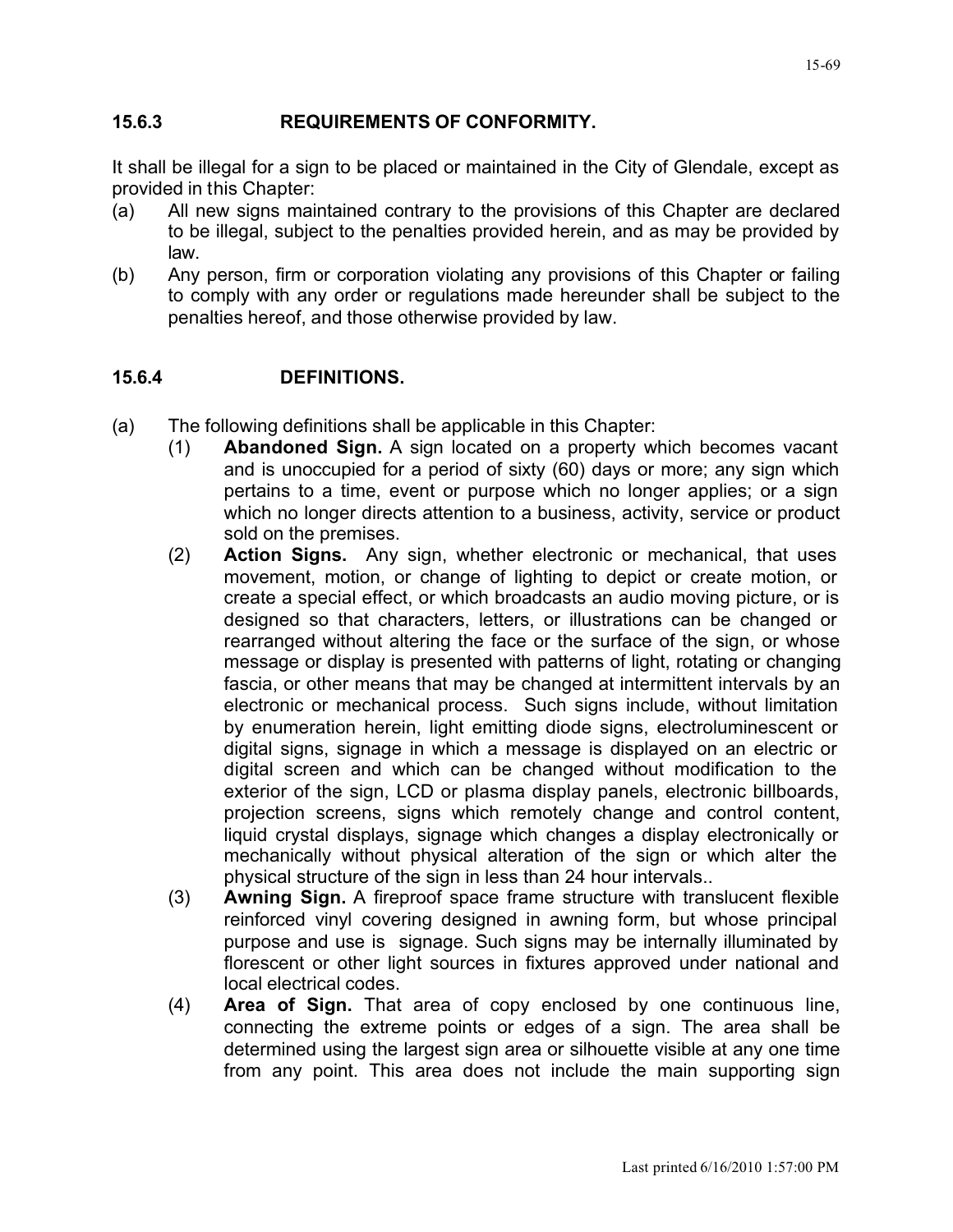## 15.6.3 REQUIREMENTS OF CONFORMITY.

It shall be illegal for a sign to be placed or maintained in the City of Glendale, except as provided in this Chapter:

(a) All new signs maintained contrary to the provisions of this Chapter are declared to be illegal, subject to the penalties provided herein, and as may be provided by law.

(b) Any person, firm or corporation violating any provisions of this Chapter or failing to comply with any order or regulations made hereunder shall be subject to the penalties hereof, and those otherwise provided by law.

## 15.6.4 DEFINITIONS.

(a) The following definitions shall be applicable in this Chapter:

(1) **Abandoned Sign.** A sign located on a property which becomes vacant and is unoccupied for a period of sixty (60) days or more; any sign which pertains to a time, event or purpose which no longer applies; or a sign which no longer directs attention to a business, activity, service or product sold on the premises.

(2) **Action Signs.** Any sign, whether electronic or mechanical, that uses movement, motion, or change of lighting to depict or create motion, or create a special effect, or which broadcasts an audio moving picture, or is designed so that characters, letters, or illustrations can be changed or rearranged without altering the face or the surface of the sign, or whose message or display is presented with patterns of light, rotating or changing fascia, or other means that may be changed at intermittent intervals by an electronic or mechanical process. Such signs include, without limitation by enumeration herein, light emitting diode signs, electroluminescent or digital signs, signage in which a message is displayed on an electric or digital screen and which can be changed without modification to the exterior of the sign, LCD or plasma display panels, electronic billboards, projection screens, signs which remotely change and control content, liquid crystal displays, signage which changes a display electronically or mechanically without physical alteration of the sign or which alter the physical structure of the sign in less than 24 hour intervals..

(3) **Awning Sign.** A fireproof space frame structure with translucent flexible reinforced vinyl covering designed in awning form, but whose principal purpose and use is signage. Such signs may be internally illuminated by florescent or other light sources in fixtures approved under national and local electrical codes.

(4) **Area of Sign.** That area of copy enclosed by one continuous line, connecting the extreme points or edges of a sign. The area shall be determined using the largest sign area or silhouette visible at any one time from any point. This area does not include the main supporting sign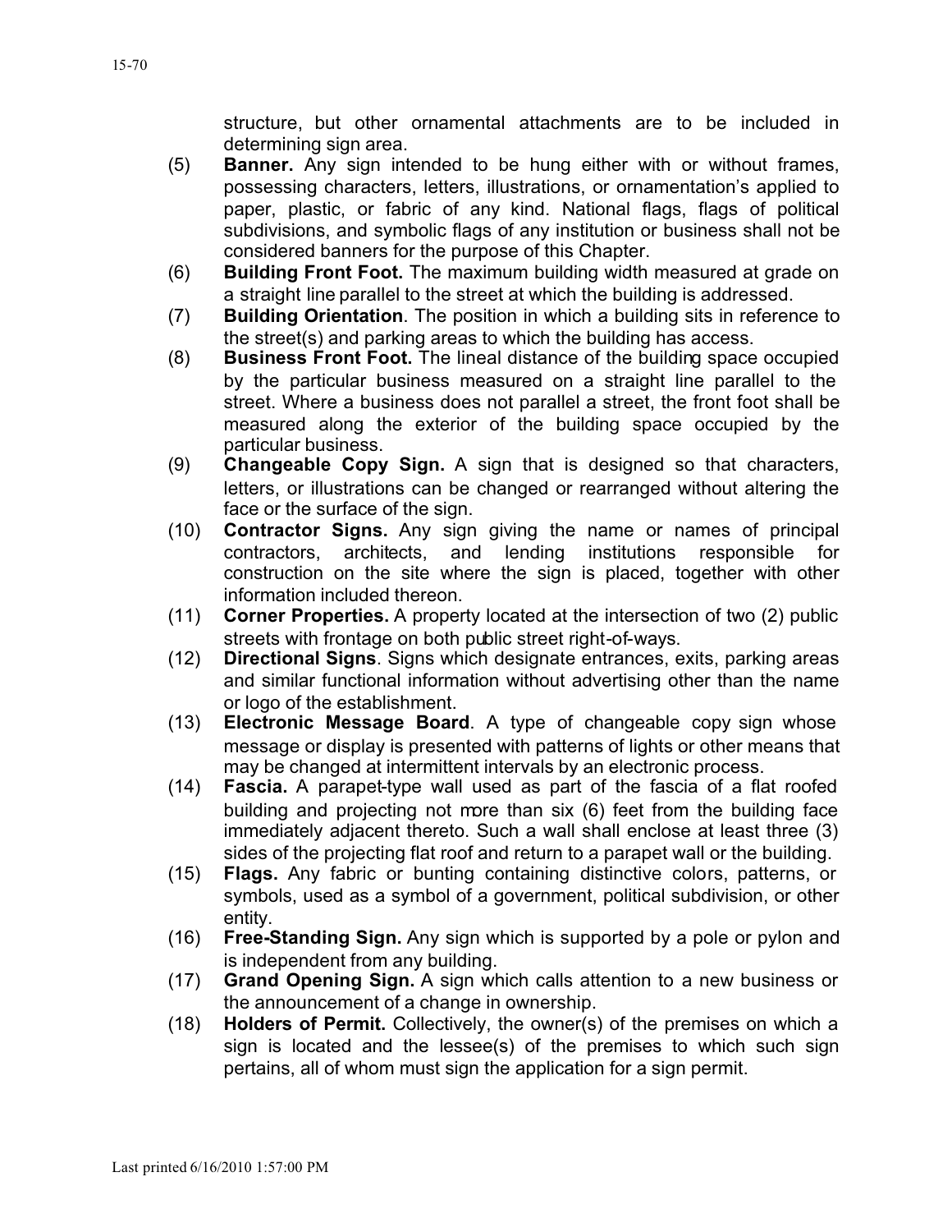structure, but other ornamental attachments are to be included in determining sign area.

(5) **Banner.** Any sign intended to be hung either with or without frames, possessing characters, letters, illustrations, or ornamentation's applied to paper, plastic, or fabric of any kind. National flags, flags of political subdivisions, and symbolic flags of any institution or business shall not be considered banners for the purpose of this Chapter.

(6) **Building Front Foot.** The maximum building width measured at grade on a straight line parallel to the street at which the building is addressed.

(7) **Building Orientation**. The position in which a building sits in reference to the street(s) and parking areas to which the building has access.

(8) **Business Front Foot.** The lineal distance of the building space occupied by the particular business measured on a straight line parallel to the street. Where a business does not parallel a street, the front foot shall be measured along the exterior of the building space occupied by the particular business.

(9) **Changeable Copy Sign.** A sign that is designed so that characters, letters, or illustrations can be changed or rearranged without altering the face or the surface of the sign.

(10) **Contractor Signs.** Any sign giving the name or names of principal contractors, architects, and lending institutions responsible for construction on the site where the sign is placed, together with other information included thereon.

(11) **Corner Properties.** A property located at the intersection of two (2) public streets with frontage on both public street right-of-ways.

(12) **Directional Signs**. Signs which designate entrances, exits, parking areas and similar functional information without advertising other than the name or logo of the establishment.

(13) **Electronic Message Board**. A type of changeable copy sign whose message or display is presented with patterns of lights or other means that may be changed at intermittent intervals by an electronic process.

(14) **Fascia.** A parapet-type wall used as part of the fascia of a flat roofed building and projecting not more than six (6) feet from the building face immediately adjacent thereto. Such a wall shall enclose at least three (3) sides of the projecting flat roof and return to a parapet wall or the building.

(15) **Flags.** Any fabric or bunting containing distinctive colors, patterns, or symbols, used as a symbol of a government, political subdivision, or other entity.

(16) **Free-Standing Sign.** Any sign which is supported by a pole or pylon and is independent from any building.

(17) **Grand Opening Sign.** A sign which calls attention to a new business or the announcement of a change in ownership.

(18) **Holders of Permit.** Collectively, the owner(s) of the premises on which a sign is located and the lessee(s) of the premises to which such sign pertains, all of whom must sign the application for a sign permit.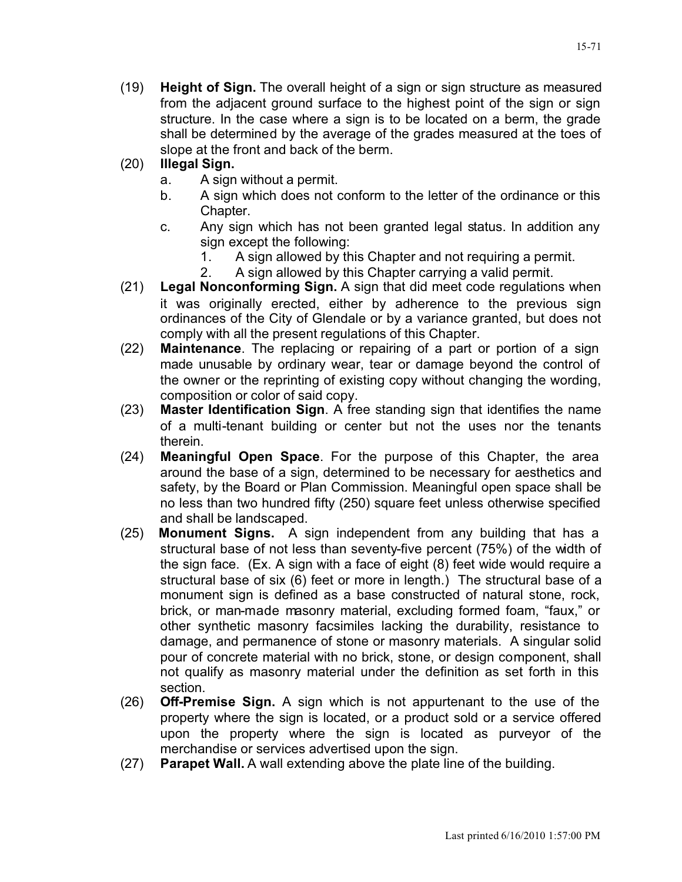(19) **Height of Sign.** The overall height of a sign or sign structure as measured from the adjacent ground surface to the highest point of the sign or sign structure. In the case where a sign is to be located on a berm, the grade shall be determined by the average of the grades measured at the toes of slope at the front and back of the berm.

(20) **Illegal Sign.**

  a. A sign without a permit.

  b. A sign which does not conform to the letter of the ordinance or this Chapter.

  c. Any sign which has not been granted legal status. In addition any sign except the following:

    1. A sign allowed by this Chapter and not requiring a permit.
    2. A sign allowed by this Chapter carrying a valid permit.

(21) **Legal Nonconforming Sign.** A sign that did meet code regulations when it was originally erected, either by adherence to the previous sign ordinances of the City of Glendale or by a variance granted, but does not comply with all the present regulations of this Chapter.

(22) **Maintenance**. The replacing or repairing of a part or portion of a sign made unusable by ordinary wear, tear or damage beyond the control of the owner or the reprinting of existing copy without changing the wording, composition or color of said copy.

(23) **Master Identification Sign**. A free standing sign that identifies the name of a multi-tenant building or center but not the uses nor the tenants therein.

(24) **Meaningful Open Space**. For the purpose of this Chapter, the area around the base of a sign, determined to be necessary for aesthetics and safety, by the Board or Plan Commission. Meaningful open space shall be no less than two hundred fifty (250) square feet unless otherwise specified and shall be landscaped.

(25) **Monument Signs.** A sign independent from any building that has a structural base of not less than seventy-five percent (75%) of the width of the sign face. (Ex. A sign with a face of eight (8) feet wide would require a structural base of six (6) feet or more in length.) The structural base of a monument sign is defined as a base constructed of natural stone, rock, brick, or man-made masonry material, excluding formed foam, "faux," or other synthetic masonry facsimiles lacking the durability, resistance to damage, and permanence of stone or masonry materials. A singular solid pour of concrete material with no brick, stone, or design component, shall not qualify as masonry material under the definition as set forth in this section.

(26) **Off-Premise Sign.** A sign which is not appurtenant to the use of the property where the sign is located, or a product sold or a service offered upon the property where the sign is located as purveyor of the merchandise or services advertised upon the sign.

(27) **Parapet Wall.** A wall extending above the plate line of the building.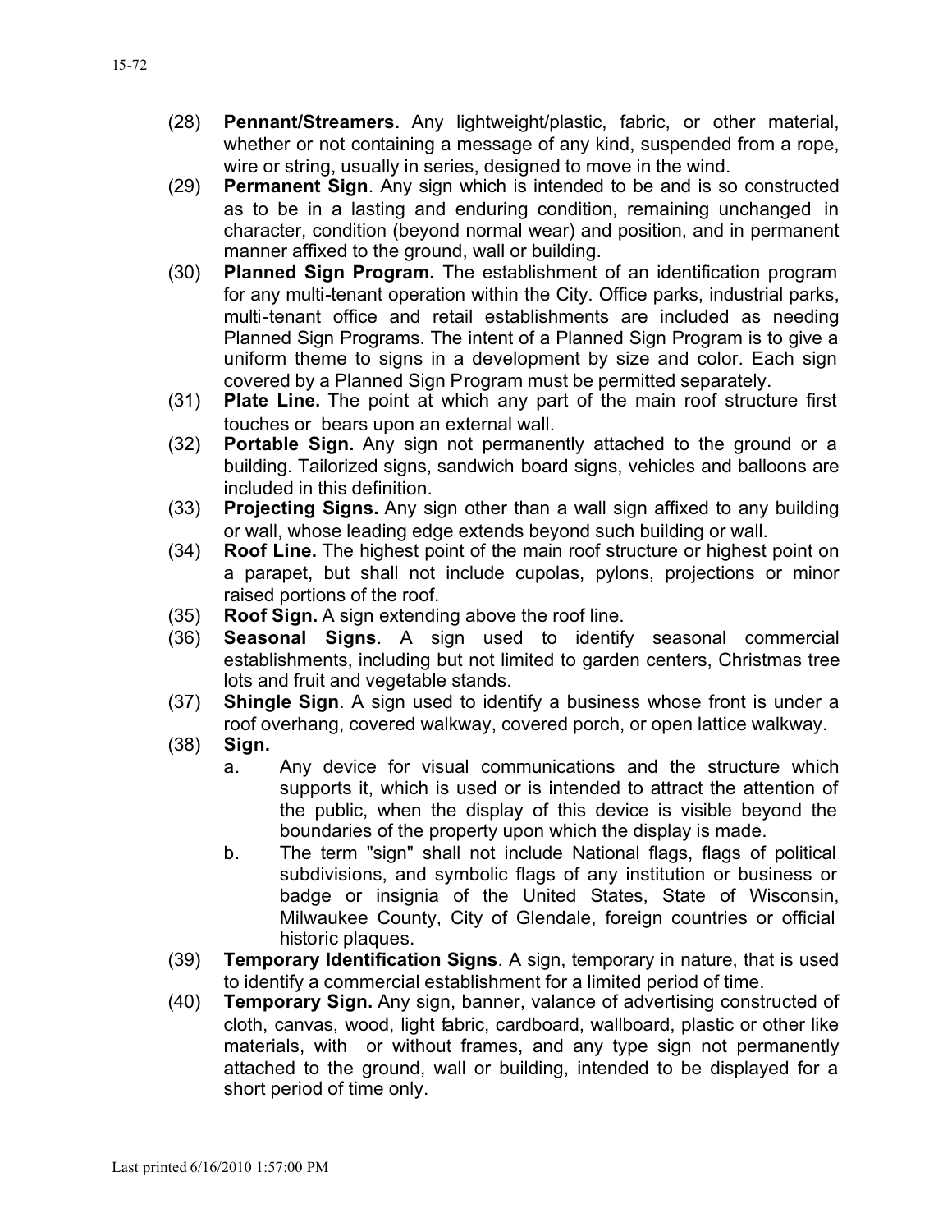(28) **Pennant/Streamers.** Any lightweight/plastic, fabric, or other material, whether or not containing a message of any kind, suspended from a rope, wire or string, usually in series, designed to move in the wind.

(29) **Permanent Sign**. Any sign which is intended to be and is so constructed as to be in a lasting and enduring condition, remaining unchanged in character, condition (beyond normal wear) and position, and in permanent manner affixed to the ground, wall or building.

(30) **Planned Sign Program.** The establishment of an identification program for any multi-tenant operation within the City. Office parks, industrial parks, multi-tenant office and retail establishments are included as needing Planned Sign Programs. The intent of a Planned Sign Program is to give a uniform theme to signs in a development by size and color. Each sign covered by a Planned Sign Program must be permitted separately.

(31) **Plate Line.** The point at which any part of the main roof structure first touches or bears upon an external wall.

(32) **Portable Sign.** Any sign not permanently attached to the ground or a building. Tailorized signs, sandwich board signs, vehicles and balloons are included in this definition.

(33) **Projecting Signs.** Any sign other than a wall sign affixed to any building or wall, whose leading edge extends beyond such building or wall.

(34) **Roof Line.** The highest point of the main roof structure or highest point on a parapet, but shall not include cupolas, pylons, projections or minor raised portions of the roof.

(35) **Roof Sign.** A sign extending above the roof line.

(36) **Seasonal Signs**. A sign used to identify seasonal commercial establishments, including but not limited to garden centers, Christmas tree lots and fruit and vegetable stands.

(37) **Shingle Sign**. A sign used to identify a business whose front is under a roof overhang, covered walkway, covered porch, or open lattice walkway.

(38) **Sign.**

a. Any device for visual communications and the structure which supports it, which is used or is intended to attract the attention of the public, when the display of this device is visible beyond the boundaries of the property upon which the display is made.

b. The term "sign" shall not include National flags, flags of political subdivisions, and symbolic flags of any institution or business or badge or insignia of the United States, State of Wisconsin, Milwaukee County, City of Glendale, foreign countries or official historic plaques.

(39) **Temporary Identification Signs**. A sign, temporary in nature, that is used to identify a commercial establishment for a limited period of time.

(40) **Temporary Sign.** Any sign, banner, valance of advertising constructed of cloth, canvas, wood, light fabric, cardboard, wallboard, plastic or other like materials, with or without frames, and any type sign not permanently attached to the ground, wall or building, intended to be displayed for a short period of time only.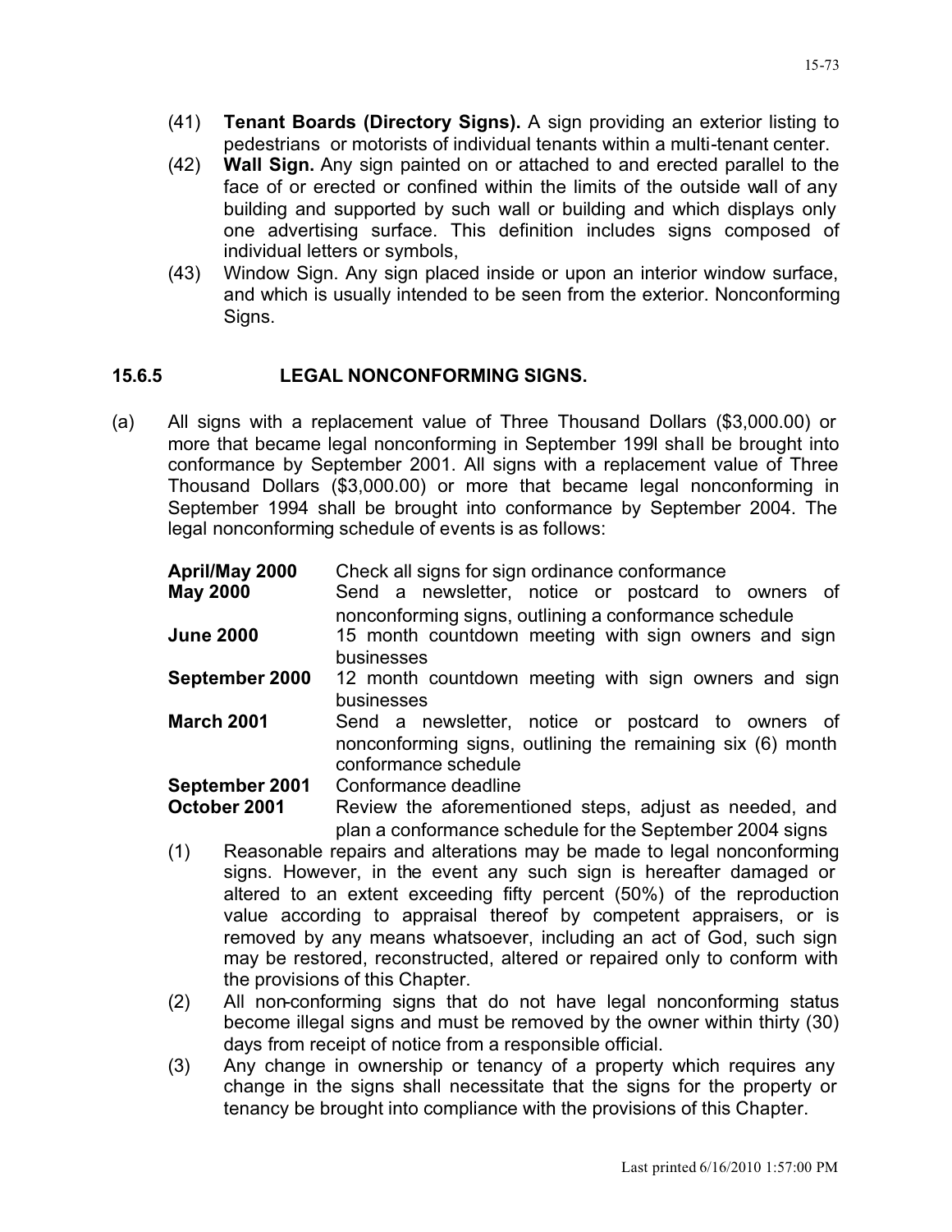(41) **Tenant Boards (Directory Signs).** A sign providing an exterior listing to pedestrians or motorists of individual tenants within a multi-tenant center.

(42) **Wall Sign.** Any sign painted on or attached to and erected parallel to the face of or erected or confined within the limits of the outside wall of any building and supported by such wall or building and which displays only one advertising surface. This definition includes signs composed of individual letters or symbols,

(43) Window Sign. Any sign placed inside or upon an interior window surface, and which is usually intended to be seen from the exterior. Nonconforming Signs.

## 15.6.5 LEGAL NONCONFORMING SIGNS.

(a) All signs with a replacement value of Three Thousand Dollars ($3,000.00) or more that became legal nonconforming in September 199l shall be brought into conformance by September 2001. All signs with a replacement value of Three Thousand Dollars ($3,000.00) or more that became legal nonconforming in September 1994 shall be brought into conformance by September 2004. The legal nonconforming schedule of events is as follows:

| | |
|---|---|
| **April/May 2000** | Check all signs for sign ordinance conformance |
| **May 2000** | Send a newsletter, notice or postcard to owners of nonconforming signs, outlining a conformance schedule |
| **June 2000** | 15 month countdown meeting with sign owners and sign businesses |
| **September 2000** | 12 month countdown meeting with sign owners and sign businesses |
| **March 2001** | Send a newsletter, notice or postcard to owners of nonconforming signs, outlining the remaining six (6) month conformance schedule |
| **September 2001** | Conformance deadline |
| **October 2001** | Review the aforementioned steps, adjust as needed, and plan a conformance schedule for the September 2004 signs |

(1) Reasonable repairs and alterations may be made to legal nonconforming signs. However, in the event any such sign is hereafter damaged or altered to an extent exceeding fifty percent (50%) of the reproduction value according to appraisal thereof by competent appraisers, or is removed by any means whatsoever, including an act of God, such sign may be restored, reconstructed, altered or repaired only to conform with the provisions of this Chapter.

(2) All non-conforming signs that do not have legal nonconforming status become illegal signs and must be removed by the owner within thirty (30) days from receipt of notice from a responsible official.

(3) Any change in ownership or tenancy of a property which requires any change in the signs shall necessitate that the signs for the property or tenancy be brought into compliance with the provisions of this Chapter.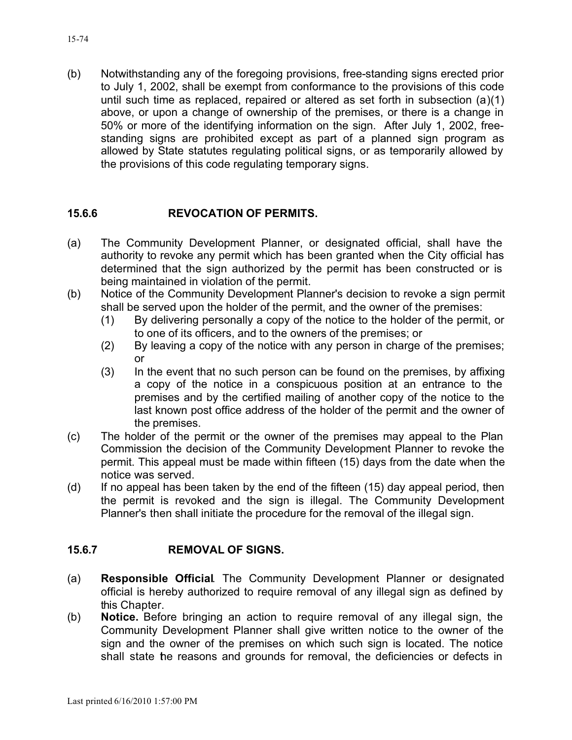(b) Notwithstanding any of the foregoing provisions, free-standing signs erected prior to July 1, 2002, shall be exempt from conformance to the provisions of this code until such time as replaced, repaired or altered as set forth in subsection (a)(1) above, or upon a change of ownership of the premises, or there is a change in 50% or more of the identifying information on the sign. After July 1, 2002, free-standing signs are prohibited except as part of a planned sign program as allowed by State statutes regulating political signs, or as temporarily allowed by the provisions of this code regulating temporary signs.

## 15.6.6 REVOCATION OF PERMITS.

(a) The Community Development Planner, or designated official, shall have the authority to revoke any permit which has been granted when the City official has determined that the sign authorized by the permit has been constructed or is being maintained in violation of the permit.

(b) Notice of the Community Development Planner's decision to revoke a sign permit shall be served upon the holder of the permit, and the owner of the premises:

  (1) By delivering personally a copy of the notice to the holder of the permit, or to one of its officers, and to the owners of the premises; or

  (2) By leaving a copy of the notice with any person in charge of the premises; or

  (3) In the event that no such person can be found on the premises, by affixing a copy of the notice in a conspicuous position at an entrance to the premises and by the certified mailing of another copy of the notice to the last known post office address of the holder of the permit and the owner of the premises.

(c) The holder of the permit or the owner of the premises may appeal to the Plan Commission the decision of the Community Development Planner to revoke the permit. This appeal must be made within fifteen (15) days from the date when the notice was served.

(d) If no appeal has been taken by the end of the fifteen (15) day appeal period, then the permit is revoked and the sign is illegal. The Community Development Planner's then shall initiate the procedure for the removal of the illegal sign.

## 15.6.7 REMOVAL OF SIGNS.

(a) **Responsible Official**. The Community Development Planner or designated official is hereby authorized to require removal of any illegal sign as defined by this Chapter.

(b) **Notice.** Before bringing an action to require removal of any illegal sign, the Community Development Planner shall give written notice to the owner of the sign and the owner of the premises on which such sign is located. The notice shall state the reasons and grounds for removal, the deficiencies or defects in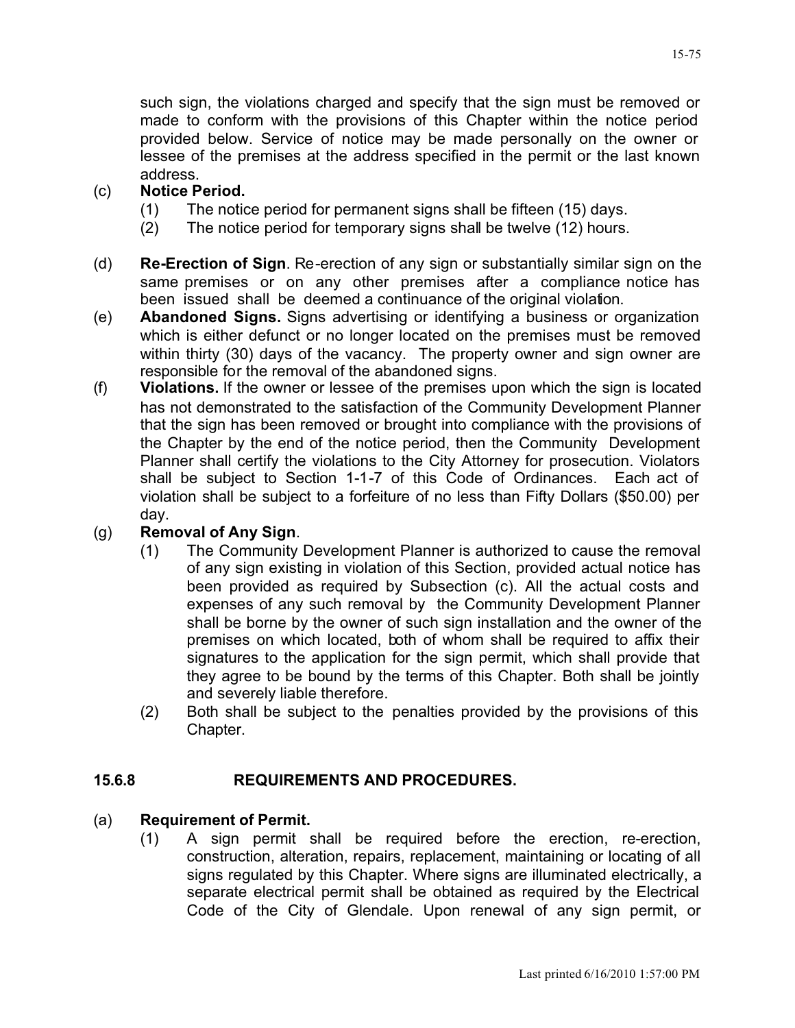such sign, the violations charged and specify that the sign must be removed or made to conform with the provisions of this Chapter within the notice period provided below. Service of notice may be made personally on the owner or lessee of the premises at the address specified in the permit or the last known address.

(c) **Notice Period.**

(1) The notice period for permanent signs shall be fifteen (15) days.

(2) The notice period for temporary signs shall be twelve (12) hours.

(d) **Re-Erection of Sign**. Re-erection of any sign or substantially similar sign on the same premises or on any other premises after a compliance notice has been issued shall be deemed a continuance of the original violation.

(e) **Abandoned Signs.** Signs advertising or identifying a business or organization which is either defunct or no longer located on the premises must be removed within thirty (30) days of the vacancy. The property owner and sign owner are responsible for the removal of the abandoned signs.

(f) **Violations.** If the owner or lessee of the premises upon which the sign is located has not demonstrated to the satisfaction of the Community Development Planner that the sign has been removed or brought into compliance with the provisions of the Chapter by the end of the notice period, then the Community Development Planner shall certify the violations to the City Attorney for prosecution. Violators shall be subject to Section 1-1-7 of this Code of Ordinances. Each act of violation shall be subject to a forfeiture of no less than Fifty Dollars ($50.00) per day.

(g) **Removal of Any Sign**.

(1) The Community Development Planner is authorized to cause the removal of any sign existing in violation of this Section, provided actual notice has been provided as required by Subsection (c). All the actual costs and expenses of any such removal by the Community Development Planner shall be borne by the owner of such sign installation and the owner of the premises on which located, both of whom shall be required to affix their signatures to the application for the sign permit, which shall provide that they agree to be bound by the terms of this Chapter. Both shall be jointly and severely liable therefore.

(2) Both shall be subject to the penalties provided by the provisions of this Chapter.

## 15.6.8 REQUIREMENTS AND PROCEDURES.

(a) **Requirement of Permit.**

(1) A sign permit shall be required before the erection, re-erection, construction, alteration, repairs, replacement, maintaining or locating of all signs regulated by this Chapter. Where signs are illuminated electrically, a separate electrical permit shall be obtained as required by the Electrical Code of the City of Glendale. Upon renewal of any sign permit, or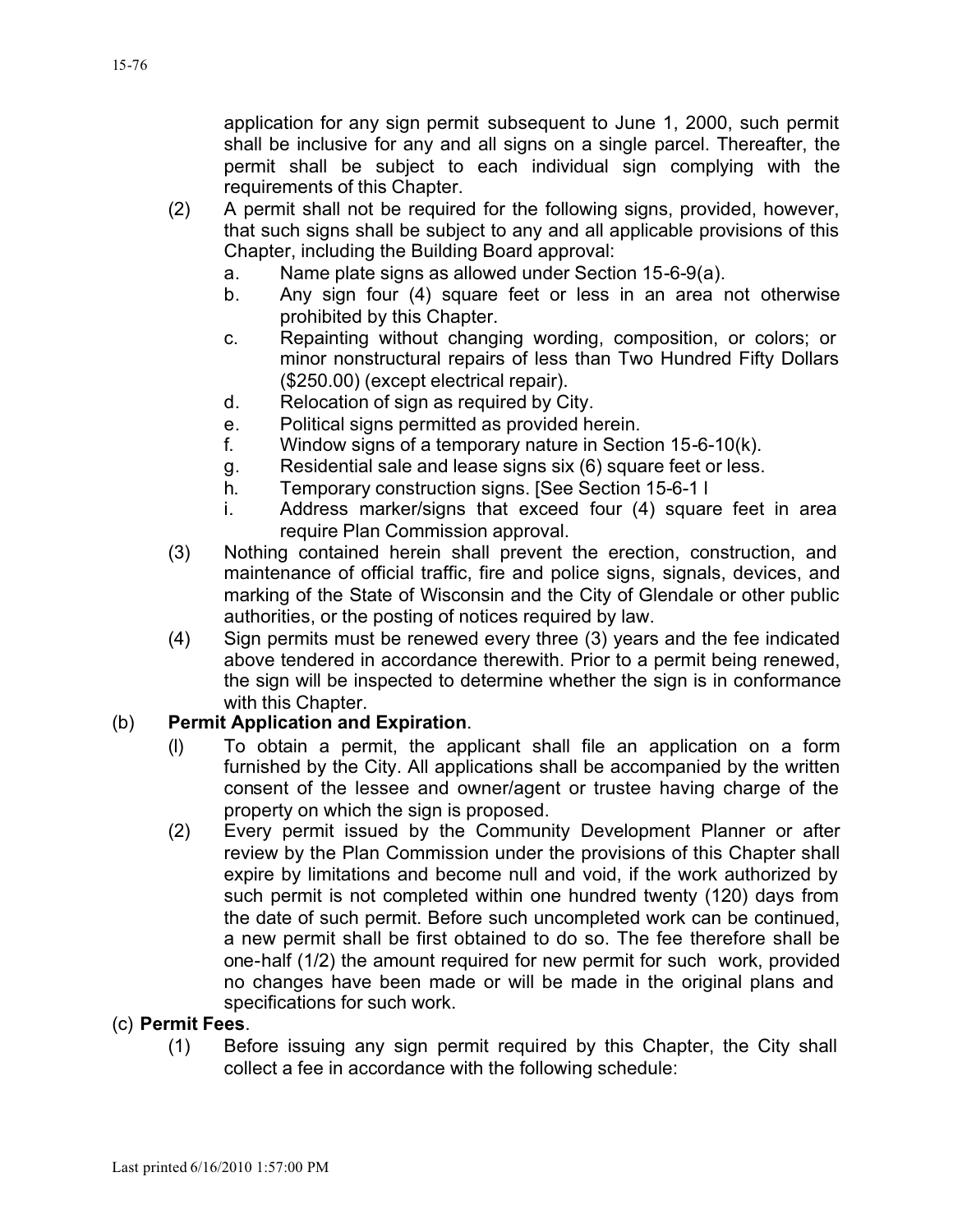application for any sign permit subsequent to June 1, 2000, such permit shall be inclusive for any and all signs on a single parcel. Thereafter, the permit shall be subject to each individual sign complying with the requirements of this Chapter.

(2) A permit shall not be required for the following signs, provided, however, that such signs shall be subject to any and all applicable provisions of this Chapter, including the Building Board approval:

a. Name plate signs as allowed under Section 15-6-9(a).

b. Any sign four (4) square feet or less in an area not otherwise prohibited by this Chapter.

c. Repainting without changing wording, composition, or colors; or minor nonstructural repairs of less than Two Hundred Fifty Dollars ($250.00) (except electrical repair).

d. Relocation of sign as required by City.

e. Political signs permitted as provided herein.

f. Window signs of a temporary nature in Section 15-6-10(k).

g. Residential sale and lease signs six (6) square feet or less.

h. Temporary construction signs. [See Section 15-6-1 l

i. Address marker/signs that exceed four (4) square feet in area require Plan Commission approval.

(3) Nothing contained herein shall prevent the erection, construction, and maintenance of official traffic, fire and police signs, signals, devices, and marking of the State of Wisconsin and the City of Glendale or other public authorities, or the posting of notices required by law.

(4) Sign permits must be renewed every three (3) years and the fee indicated above tendered in accordance therewith. Prior to a permit being renewed, the sign will be inspected to determine whether the sign is in conformance with this Chapter.

(b) **Permit Application and Expiration**.

(l) To obtain a permit, the applicant shall file an application on a form furnished by the City. All applications shall be accompanied by the written consent of the lessee and owner/agent or trustee having charge of the property on which the sign is proposed.

(2) Every permit issued by the Community Development Planner or after review by the Plan Commission under the provisions of this Chapter shall expire by limitations and become null and void, if the work authorized by such permit is not completed within one hundred twenty (120) days from the date of such permit. Before such uncompleted work can be continued, a new permit shall be first obtained to do so. The fee therefore shall be one-half (1/2) the amount required for new permit for such work, provided no changes have been made or will be made in the original plans and specifications for such work.

(c) **Permit Fees**.

(1) Before issuing any sign permit required by this Chapter, the City shall collect a fee in accordance with the following schedule: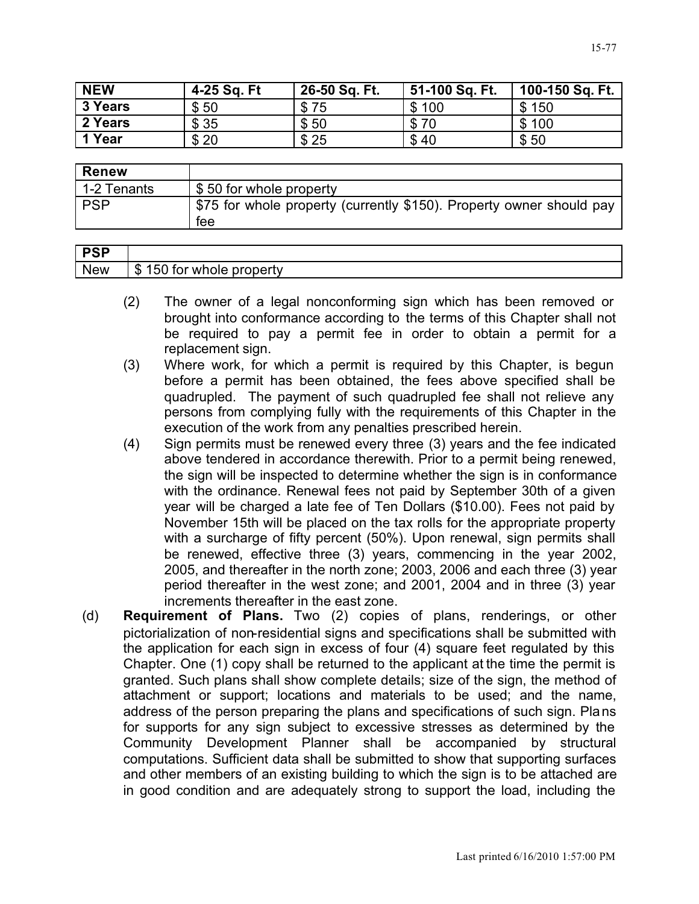| NEW | 4-25 Sq. Ft | 26-50 Sq. Ft. | 51-100 Sq. Ft. | 100-150 Sq. Ft. |
|---|---|---|---|---|
| 3 Years | $ 50 | $ 75 | $ 100 | $ 150 |
| 2 Years | $ 35 | $ 50 | $ 70 | $ 100 |
| 1 Year | $ 20 | $ 25 | $ 40 | $ 50 |

| Renew | |
|---|---|
| 1-2 Tenants | $ 50 for whole property |
| PSP | $75 for whole property (currently $150). Property owner should pay fee |

| PSP | |
|---|---|
| New | $ 150 for whole property |

(2) The owner of a legal nonconforming sign which has been removed or brought into conformance according to the terms of this Chapter shall not be required to pay a permit fee in order to obtain a permit for a replacement sign.

(3) Where work, for which a permit is required by this Chapter, is begun before a permit has been obtained, the fees above specified shall be quadrupled. The payment of such quadrupled fee shall not relieve any persons from complying fully with the requirements of this Chapter in the execution of the work from any penalties prescribed herein.

(4) Sign permits must be renewed every three (3) years and the fee indicated above tendered in accordance therewith. Prior to a permit being renewed, the sign will be inspected to determine whether the sign is in conformance with the ordinance. Renewal fees not paid by September 30th of a given year will be charged a late fee of Ten Dollars ($10.00). Fees not paid by November 15th will be placed on the tax rolls for the appropriate property with a surcharge of fifty percent (50%). Upon renewal, sign permits shall be renewed, effective three (3) years, commencing in the year 2002, 2005, and thereafter in the north zone; 2003, 2006 and each three (3) year period thereafter in the west zone; and 2001, 2004 and in three (3) year increments thereafter in the east zone.

(d) **Requirement of Plans.** Two (2) copies of plans, renderings, or other pictorialization of non-residential signs and specifications shall be submitted with the application for each sign in excess of four (4) square feet regulated by this Chapter. One (1) copy shall be returned to the applicant at the time the permit is granted. Such plans shall show complete details; size of the sign, the method of attachment or support; locations and materials to be used; and the name, address of the person preparing the plans and specifications of such sign. Plans for supports for any sign subject to excessive stresses as determined by the Community Development Planner shall be accompanied by structural computations. Sufficient data shall be submitted to show that supporting surfaces and other members of an existing building to which the sign is to be attached are in good condition and are adequately strong to support the load, including the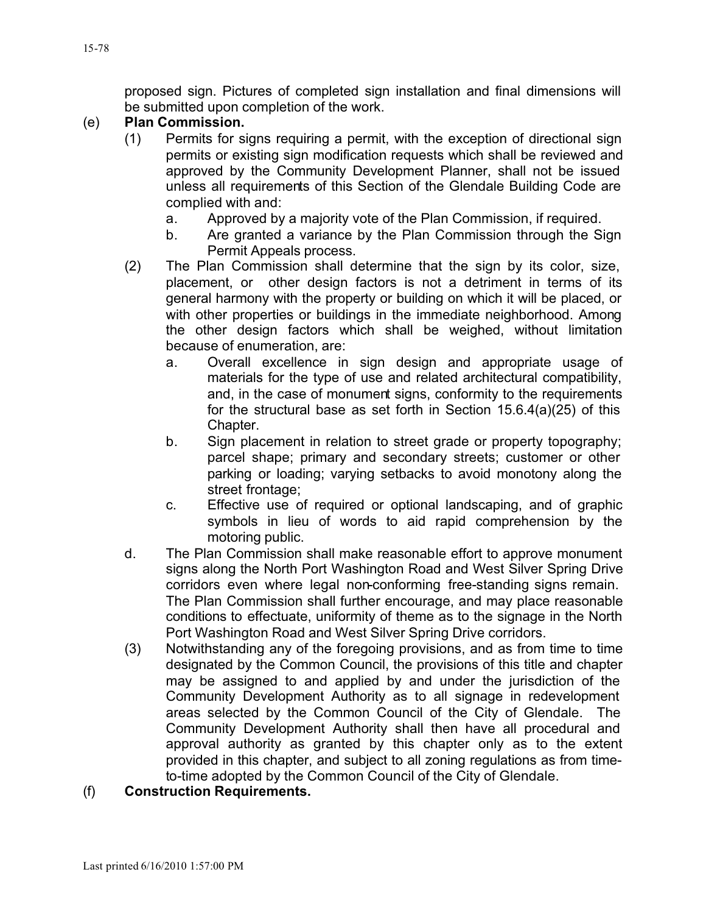proposed sign. Pictures of completed sign installation and final dimensions will be submitted upon completion of the work.

(e) **Plan Commission.**

(1) Permits for signs requiring a permit, with the exception of directional sign permits or existing sign modification requests which shall be reviewed and approved by the Community Development Planner, shall not be issued unless all requirements of this Section of the Glendale Building Code are complied with and:

a. Approved by a majority vote of the Plan Commission, if required.

b. Are granted a variance by the Plan Commission through the Sign Permit Appeals process.

(2) The Plan Commission shall determine that the sign by its color, size, placement, or other design factors is not a detriment in terms of its general harmony with the property or building on which it will be placed, or with other properties or buildings in the immediate neighborhood. Among the other design factors which shall be weighed, without limitation because of enumeration, are:

a. Overall excellence in sign design and appropriate usage of materials for the type of use and related architectural compatibility, and, in the case of monument signs, conformity to the requirements for the structural base as set forth in Section 15.6.4(a)(25) of this Chapter.

b. Sign placement in relation to street grade or property topography; parcel shape; primary and secondary streets; customer or other parking or loading; varying setbacks to avoid monotony along the street frontage;

c. Effective use of required or optional landscaping, and of graphic symbols in lieu of words to aid rapid comprehension by the motoring public.

d. The Plan Commission shall make reasonable effort to approve monument signs along the North Port Washington Road and West Silver Spring Drive corridors even where legal non-conforming free-standing signs remain. The Plan Commission shall further encourage, and may place reasonable conditions to effectuate, uniformity of theme as to the signage in the North Port Washington Road and West Silver Spring Drive corridors.

(3) Notwithstanding any of the foregoing provisions, and as from time to time designated by the Common Council, the provisions of this title and chapter may be assigned to and applied by and under the jurisdiction of the Community Development Authority as to all signage in redevelopment areas selected by the Common Council of the City of Glendale. The Community Development Authority shall then have all procedural and approval authority as granted by this chapter only as to the extent provided in this chapter, and subject to all zoning regulations as from time-to-time adopted by the Common Council of the City of Glendale.

(f) **Construction Requirements.**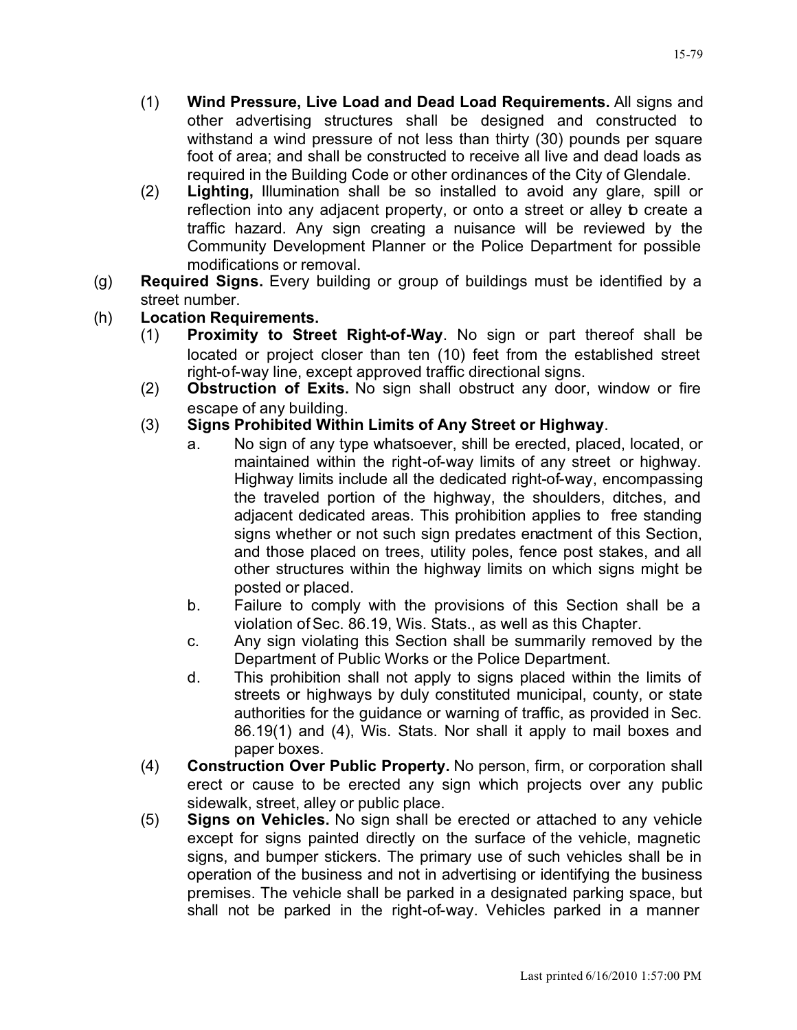(1) **Wind Pressure, Live Load and Dead Load Requirements.** All signs and other advertising structures shall be designed and constructed to withstand a wind pressure of not less than thirty (30) pounds per square foot of area; and shall be constructed to receive all live and dead loads as required in the Building Code or other ordinances of the City of Glendale.

(2) **Lighting,** Illumination shall be so installed to avoid any glare, spill or reflection into any adjacent property, or onto a street or alley to create a traffic hazard. Any sign creating a nuisance will be reviewed by the Community Development Planner or the Police Department for possible modifications or removal.

(g) **Required Signs.** Every building or group of buildings must be identified by a street number.

(h) **Location Requirements.**

(1) **Proximity to Street Right-of-Way**. No sign or part thereof shall be located or project closer than ten (10) feet from the established street right-of-way line, except approved traffic directional signs.

(2) **Obstruction of Exits.** No sign shall obstruct any door, window or fire escape of any building.

(3) **Signs Prohibited Within Limits of Any Street or Highway**.

a. No sign of any type whatsoever, shill be erected, placed, located, or maintained within the right-of-way limits of any street or highway. Highway limits include all the dedicated right-of-way, encompassing the traveled portion of the highway, the shoulders, ditches, and adjacent dedicated areas. This prohibition applies to free standing signs whether or not such sign predates enactment of this Section, and those placed on trees, utility poles, fence post stakes, and all other structures within the highway limits on which signs might be posted or placed.

b. Failure to comply with the provisions of this Section shall be a violation of Sec. 86.19, Wis. Stats., as well as this Chapter.

c. Any sign violating this Section shall be summarily removed by the Department of Public Works or the Police Department.

d. This prohibition shall not apply to signs placed within the limits of streets or highways by duly constituted municipal, county, or state authorities for the guidance or warning of traffic, as provided in Sec. 86.19(1) and (4), Wis. Stats. Nor shall it apply to mail boxes and paper boxes.

(4) **Construction Over Public Property.** No person, firm, or corporation shall erect or cause to be erected any sign which projects over any public sidewalk, street, alley or public place.

(5) **Signs on Vehicles.** No sign shall be erected or attached to any vehicle except for signs painted directly on the surface of the vehicle, magnetic signs, and bumper stickers. The primary use of such vehicles shall be in operation of the business and not in advertising or identifying the business premises. The vehicle shall be parked in a designated parking space, but shall not be parked in the right-of-way. Vehicles parked in a manner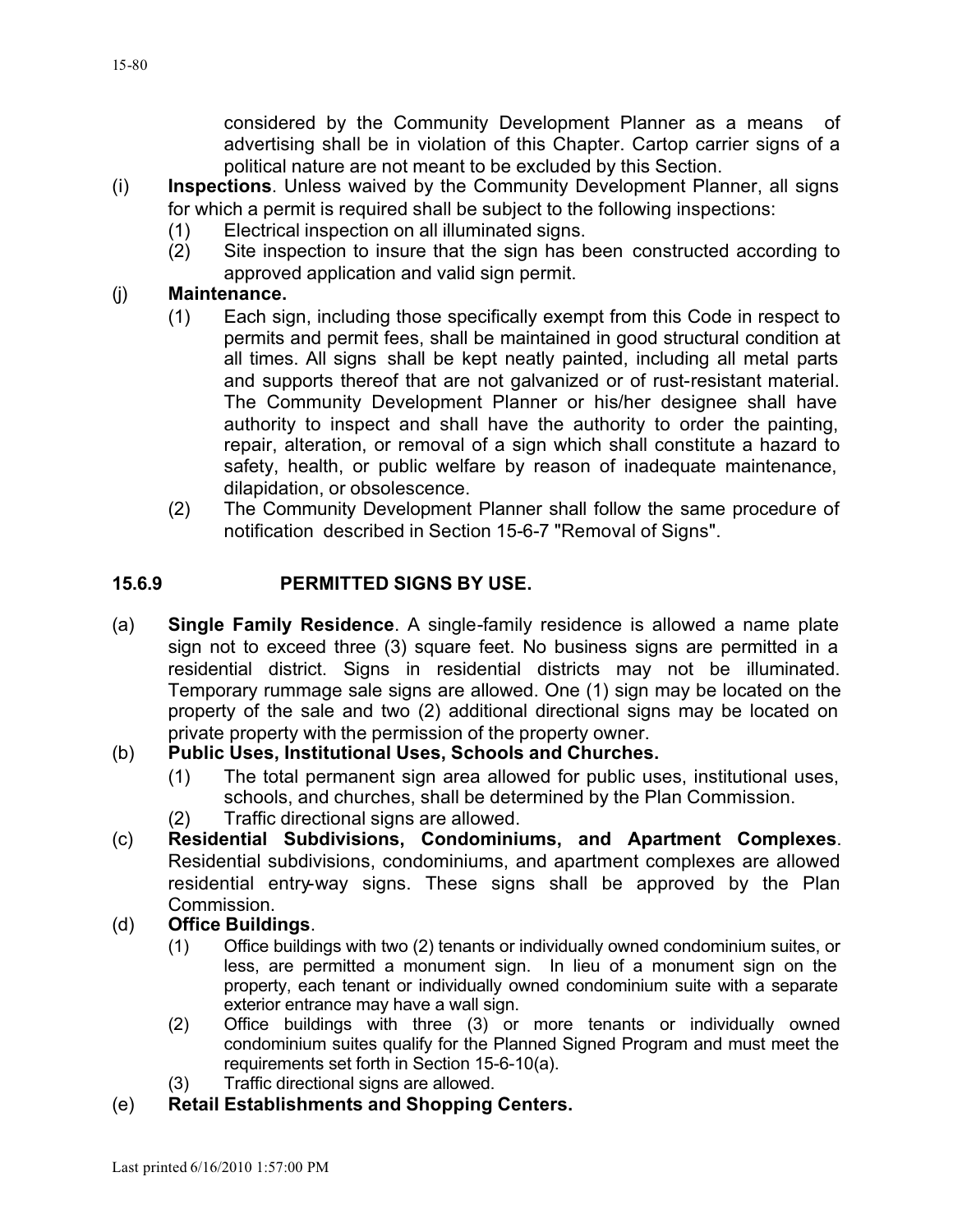considered by the Community Development Planner as a means of advertising shall be in violation of this Chapter. Cartop carrier signs of a political nature are not meant to be excluded by this Section.

(i) **Inspections**. Unless waived by the Community Development Planner, all signs for which a permit is required shall be subject to the following inspections:
  (1) Electrical inspection on all illuminated signs.
  (2) Site inspection to insure that the sign has been constructed according to approved application and valid sign permit.

(j) **Maintenance.**
  (1) Each sign, including those specifically exempt from this Code in respect to permits and permit fees, shall be maintained in good structural condition at all times. All signs shall be kept neatly painted, including all metal parts and supports thereof that are not galvanized or of rust-resistant material. The Community Development Planner or his/her designee shall have authority to inspect and shall have the authority to order the painting, repair, alteration, or removal of a sign which shall constitute a hazard to safety, health, or public welfare by reason of inadequate maintenance, dilapidation, or obsolescence.
  (2) The Community Development Planner shall follow the same procedure of notification described in Section 15-6-7 "Removal of Signs".

## 15.6.9 PERMITTED SIGNS BY USE.

(a) **Single Family Residence**. A single-family residence is allowed a name plate sign not to exceed three (3) square feet. No business signs are permitted in a residential district. Signs in residential districts may not be illuminated. Temporary rummage sale signs are allowed. One (1) sign may be located on the property of the sale and two (2) additional directional signs may be located on private property with the permission of the property owner.

(b) **Public Uses, Institutional Uses, Schools and Churches.**
  (1) The total permanent sign area allowed for public uses, institutional uses, schools, and churches, shall be determined by the Plan Commission.
  (2) Traffic directional signs are allowed.

(c) **Residential Subdivisions, Condominiums, and Apartment Complexes**. Residential subdivisions, condominiums, and apartment complexes are allowed residential entry-way signs. These signs shall be approved by the Plan Commission.

(d) **Office Buildings**.
  (1) Office buildings with two (2) tenants or individually owned condominium suites, or less, are permitted a monument sign. In lieu of a monument sign on the property, each tenant or individually owned condominium suite with a separate exterior entrance may have a wall sign.
  (2) Office buildings with three (3) or more tenants or individually owned condominium suites qualify for the Planned Signed Program and must meet the requirements set forth in Section 15-6-10(a).
  (3) Traffic directional signs are allowed.

(e) **Retail Establishments and Shopping Centers.**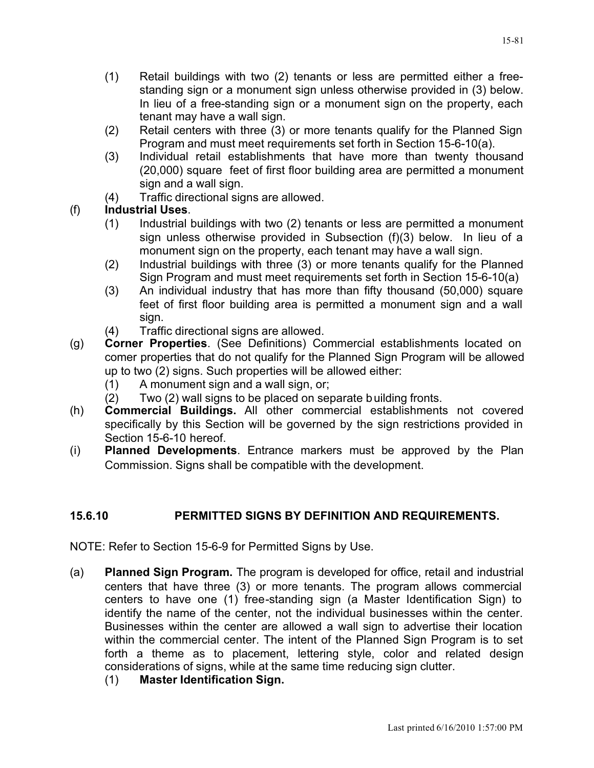(1) Retail buildings with two (2) tenants or less are permitted either a free-standing sign or a monument sign unless otherwise provided in (3) below. In lieu of a free-standing sign or a monument sign on the property, each tenant may have a wall sign.

(2) Retail centers with three (3) or more tenants qualify for the Planned Sign Program and must meet requirements set forth in Section 15-6-10(a).

(3) Individual retail establishments that have more than twenty thousand (20,000) square feet of first floor building area are permitted a monument sign and a wall sign.

(4) Traffic directional signs are allowed.

(f) **Industrial Uses**.

(1) Industrial buildings with two (2) tenants or less are permitted a monument sign unless otherwise provided in Subsection (f)(3) below. In lieu of a monument sign on the property, each tenant may have a wall sign.

(2) Industrial buildings with three (3) or more tenants qualify for the Planned Sign Program and must meet requirements set forth in Section 15-6-10(a)

(3) An individual industry that has more than fifty thousand (50,000) square feet of first floor building area is permitted a monument sign and a wall sign.

(4) Traffic directional signs are allowed.

(g) **Corner Properties**. (See Definitions) Commercial establishments located on comer properties that do not qualify for the Planned Sign Program will be allowed up to two (2) signs. Such properties will be allowed either:

(1) A monument sign and a wall sign, or;

(2) Two (2) wall signs to be placed on separate building fronts.

(h) **Commercial Buildings.** All other commercial establishments not covered specifically by this Section will be governed by the sign restrictions provided in Section 15-6-10 hereof.

(i) **Planned Developments**. Entrance markers must be approved by the Plan Commission. Signs shall be compatible with the development.

## 15.6.10 PERMITTED SIGNS BY DEFINITION AND REQUIREMENTS.

NOTE: Refer to Section 15-6-9 for Permitted Signs by Use.

(a) **Planned Sign Program.** The program is developed for office, retail and industrial centers that have three (3) or more tenants. The program allows commercial centers to have one (1) free-standing sign (a Master Identification Sign) to identify the name of the center, not the individual businesses within the center. Businesses within the center are allowed a wall sign to advertise their location within the commercial center. The intent of the Planned Sign Program is to set forth a theme as to placement, lettering style, color and related design considerations of signs, while at the same time reducing sign clutter.

(1) **Master Identification Sign.**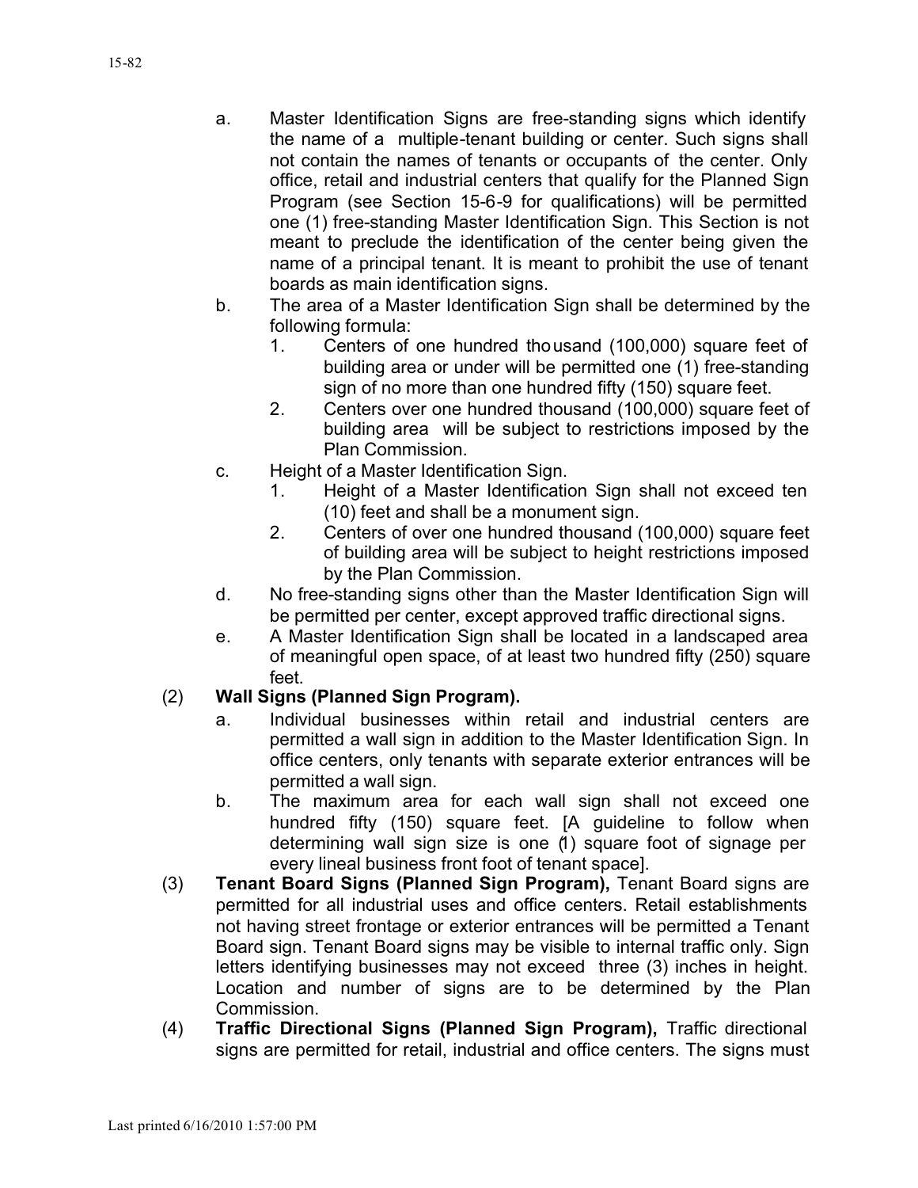a. Master Identification Signs are free-standing signs which identify the name of a multiple-tenant building or center. Such signs shall not contain the names of tenants or occupants of the center. Only office, retail and industrial centers that qualify for the Planned Sign Program (see Section 15-6-9 for qualifications) will be permitted one (1) free-standing Master Identification Sign. This Section is not meant to preclude the identification of the center being given the name of a principal tenant. It is meant to prohibit the use of tenant boards as main identification signs.

b. The area of a Master Identification Sign shall be determined by the following formula:
   1. Centers of one hundred thousand (100,000) square feet of building area or under will be permitted one (1) free-standing sign of no more than one hundred fifty (150) square feet.
   2. Centers over one hundred thousand (100,000) square feet of building area will be subject to restrictions imposed by the Plan Commission.

c. Height of a Master Identification Sign.
   1. Height of a Master Identification Sign shall not exceed ten (10) feet and shall be a monument sign.
   2. Centers of over one hundred thousand (100,000) square feet of building area will be subject to height restrictions imposed by the Plan Commission.

d. No free-standing signs other than the Master Identification Sign will be permitted per center, except approved traffic directional signs.

e. A Master Identification Sign shall be located in a landscaped area of meaningful open space, of at least two hundred fifty (250) square feet.

(2) **Wall Signs (Planned Sign Program).**

a. Individual businesses within retail and industrial centers are permitted a wall sign in addition to the Master Identification Sign. In office centers, only tenants with separate exterior entrances will be permitted a wall sign.

b. The maximum area for each wall sign shall not exceed one hundred fifty (150) square feet. [A guideline to follow when determining wall sign size is one (1) square foot of signage per every lineal business front foot of tenant space].

(3) **Tenant Board Signs (Planned Sign Program),** Tenant Board signs are permitted for all industrial uses and office centers. Retail establishments not having street frontage or exterior entrances will be permitted a Tenant Board sign. Tenant Board signs may be visible to internal traffic only. Sign letters identifying businesses may not exceed three (3) inches in height. Location and number of signs are to be determined by the Plan Commission.

(4) **Traffic Directional Signs (Planned Sign Program),** Traffic directional signs are permitted for retail, industrial and office centers. The signs must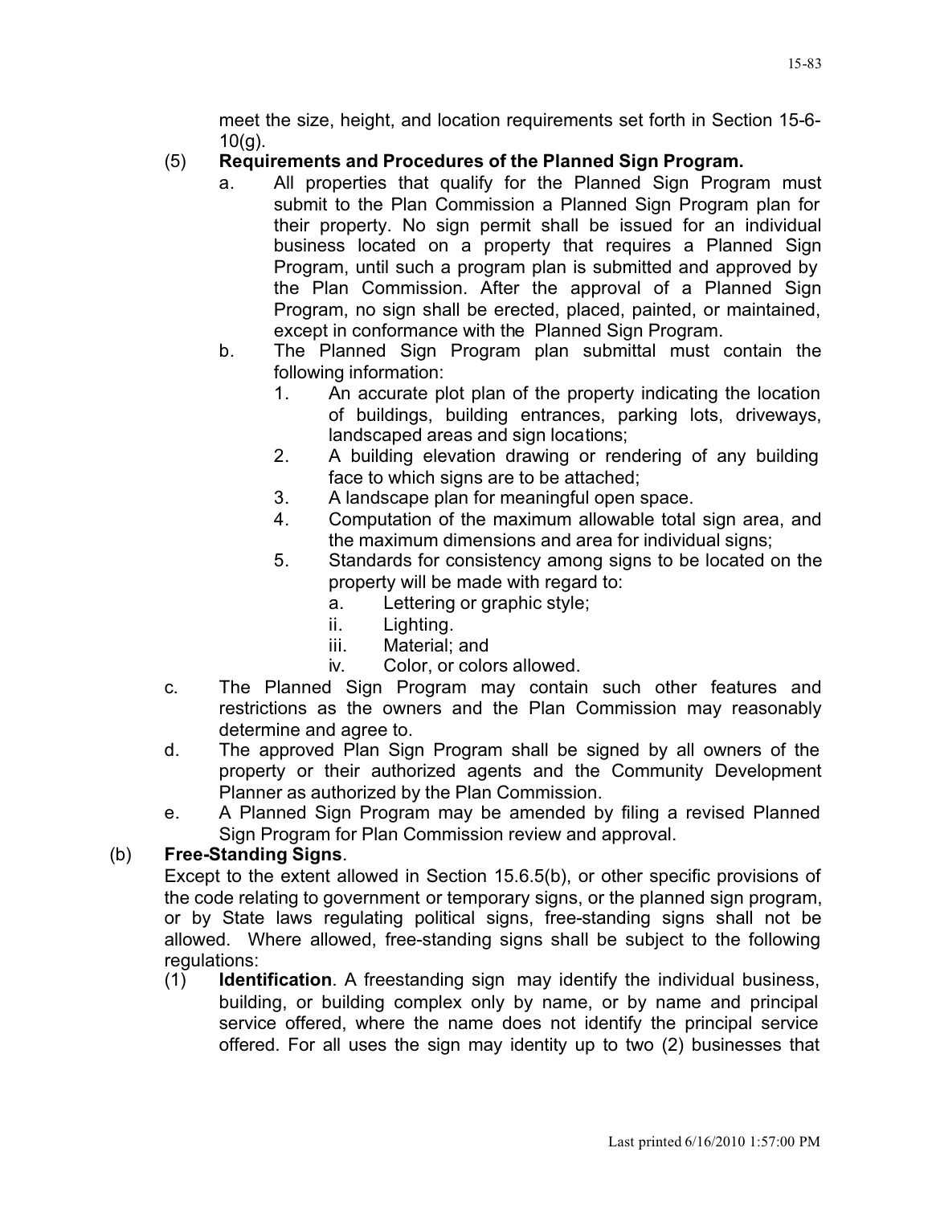meet the size, height, and location requirements set forth in Section 15-6-10(g).

(5) **Requirements and Procedures of the Planned Sign Program.**

a. All properties that qualify for the Planned Sign Program must submit to the Plan Commission a Planned Sign Program plan for their property. No sign permit shall be issued for an individual business located on a property that requires a Planned Sign Program, until such a program plan is submitted and approved by the Plan Commission. After the approval of a Planned Sign Program, no sign shall be erected, placed, painted, or maintained, except in conformance with the Planned Sign Program.

b. The Planned Sign Program plan submittal must contain the following information:

1. An accurate plot plan of the property indicating the location of buildings, building entrances, parking lots, driveways, landscaped areas and sign locations;
2. A building elevation drawing or rendering of any building face to which signs are to be attached;
3. A landscape plan for meaningful open space.
4. Computation of the maximum allowable total sign area, and the maximum dimensions and area for individual signs;
5. Standards for consistency among signs to be located on the property will be made with regard to:
   a. Lettering or graphic style;
   ii. Lighting.
   iii. Material; and
   iv. Color, or colors allowed.

c. The Planned Sign Program may contain such other features and restrictions as the owners and the Plan Commission may reasonably determine and agree to.

d. The approved Plan Sign Program shall be signed by all owners of the property or their authorized agents and the Community Development Planner as authorized by the Plan Commission.

e. A Planned Sign Program may be amended by filing a revised Planned Sign Program for Plan Commission review and approval.

(b) **Free-Standing Signs**.

Except to the extent allowed in Section 15.6.5(b), or other specific provisions of the code relating to government or temporary signs, or the planned sign program, or by State laws regulating political signs, free-standing signs shall not be allowed. Where allowed, free-standing signs shall be subject to the following regulations:

(1) **Identification**. A freestanding sign may identify the individual business, building, or building complex only by name, or by name and principal service offered, where the name does not identify the principal service offered. For all uses the sign may identity up to two (2) businesses that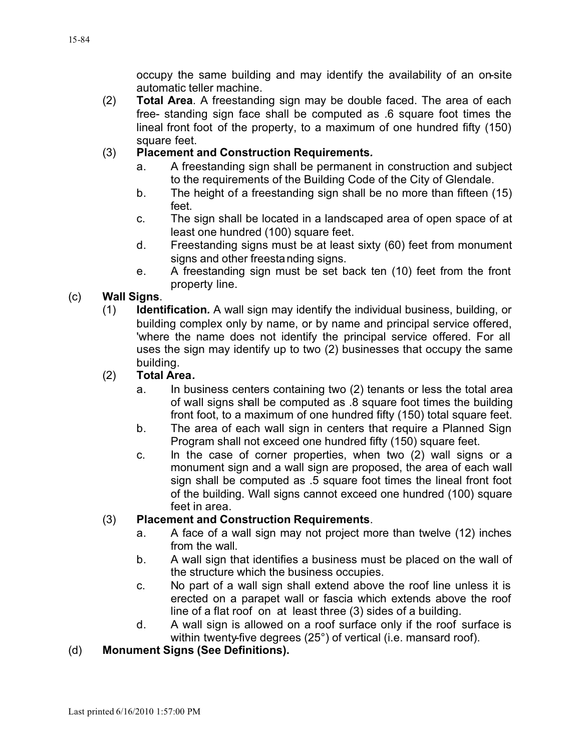occupy the same building and may identify the availability of an on-site automatic teller machine.

(2) **Total Area**. A freestanding sign may be double faced. The area of each free- standing sign face shall be computed as .6 square foot times the lineal front foot of the property, to a maximum of one hundred fifty (150) square feet.

(3) **Placement and Construction Requirements.**

a. A freestanding sign shall be permanent in construction and subject to the requirements of the Building Code of the City of Glendale.

b. The height of a freestanding sign shall be no more than fifteen (15) feet.

c. The sign shall be located in a landscaped area of open space of at least one hundred (100) square feet.

d. Freestanding signs must be at least sixty (60) feet from monument signs and other freestanding signs.

e. A freestanding sign must be set back ten (10) feet from the front property line.

(c) **Wall Signs**.

(1) **Identification.** A wall sign may identify the individual business, building, or building complex only by name, or by name and principal service offered, 'where the name does not identify the principal service offered. For all uses the sign may identify up to two (2) businesses that occupy the same building.

(2) **Total Area.**

a. In business centers containing two (2) tenants or less the total area of wall signs shall be computed as .8 square foot times the building front foot, to a maximum of one hundred fifty (150) total square feet.

b. The area of each wall sign in centers that require a Planned Sign Program shall not exceed one hundred fifty (150) square feet.

c. In the case of corner properties, when two (2) wall signs or a monument sign and a wall sign are proposed, the area of each wall sign shall be computed as .5 square foot times the lineal front foot of the building. Wall signs cannot exceed one hundred (100) square feet in area.

(3) **Placement and Construction Requirements**.

a. A face of a wall sign may not project more than twelve (12) inches from the wall.

b. A wall sign that identifies a business must be placed on the wall of the structure which the business occupies.

c. No part of a wall sign shall extend above the roof line unless it is erected on a parapet wall or fascia which extends above the roof line of a flat roof on at least three (3) sides of a building.

d. A wall sign is allowed on a roof surface only if the roof surface is within twenty-five degrees (25°) of vertical (i.e. mansard roof).

(d) **Monument Signs (See Definitions).**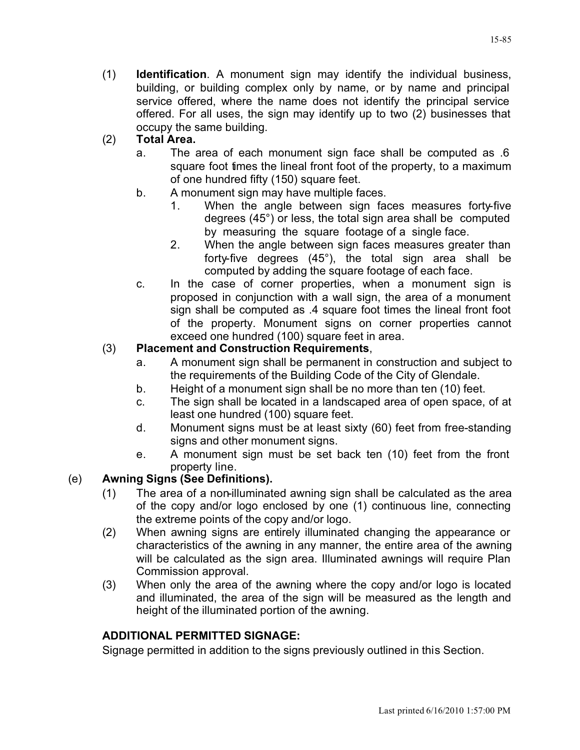(1) **Identification**. A monument sign may identify the individual business, building, or building complex only by name, or by name and principal service offered, where the name does not identify the principal service offered. For all uses, the sign may identify up to two (2) businesses that occupy the same building.

(2) **Total Area.**

   a. The area of each monument sign face shall be computed as .6 square foot times the lineal front foot of the property, to a maximum of one hundred fifty (150) square feet.

   b. A monument sign may have multiple faces.

      1. When the angle between sign faces measures forty-five degrees (45°) or less, the total sign area shall be computed by measuring the square footage of a single face.

      2. When the angle between sign faces measures greater than forty-five degrees (45°), the total sign area shall be computed by adding the square footage of each face.

   c. In the case of corner properties, when a monument sign is proposed in conjunction with a wall sign, the area of a monument sign shall be computed as .4 square foot times the lineal front foot of the property. Monument signs on corner properties cannot exceed one hundred (100) square feet in area.

(3) **Placement and Construction Requirements**,

   a. A monument sign shall be permanent in construction and subject to the requirements of the Building Code of the City of Glendale.

   b. Height of a monument sign shall be no more than ten (10) feet.

   c. The sign shall be located in a landscaped area of open space, of at least one hundred (100) square feet.

   d. Monument signs must be at least sixty (60) feet from free-standing signs and other monument signs.

   e. A monument sign must be set back ten (10) feet from the front property line.

(e) **Awning Signs (See Definitions).**

   (1) The area of a non-illuminated awning sign shall be calculated as the area of the copy and/or logo enclosed by one (1) continuous line, connecting the extreme points of the copy and/or logo.

   (2) When awning signs are entirely illuminated changing the appearance or characteristics of the awning in any manner, the entire area of the awning will be calculated as the sign area. Illuminated awnings will require Plan Commission approval.

   (3) When only the area of the awning where the copy and/or logo is located and illuminated, the area of the sign will be measured as the length and height of the illuminated portion of the awning.

**ADDITIONAL PERMITTED SIGNAGE:**

Signage permitted in addition to the signs previously outlined in this Section.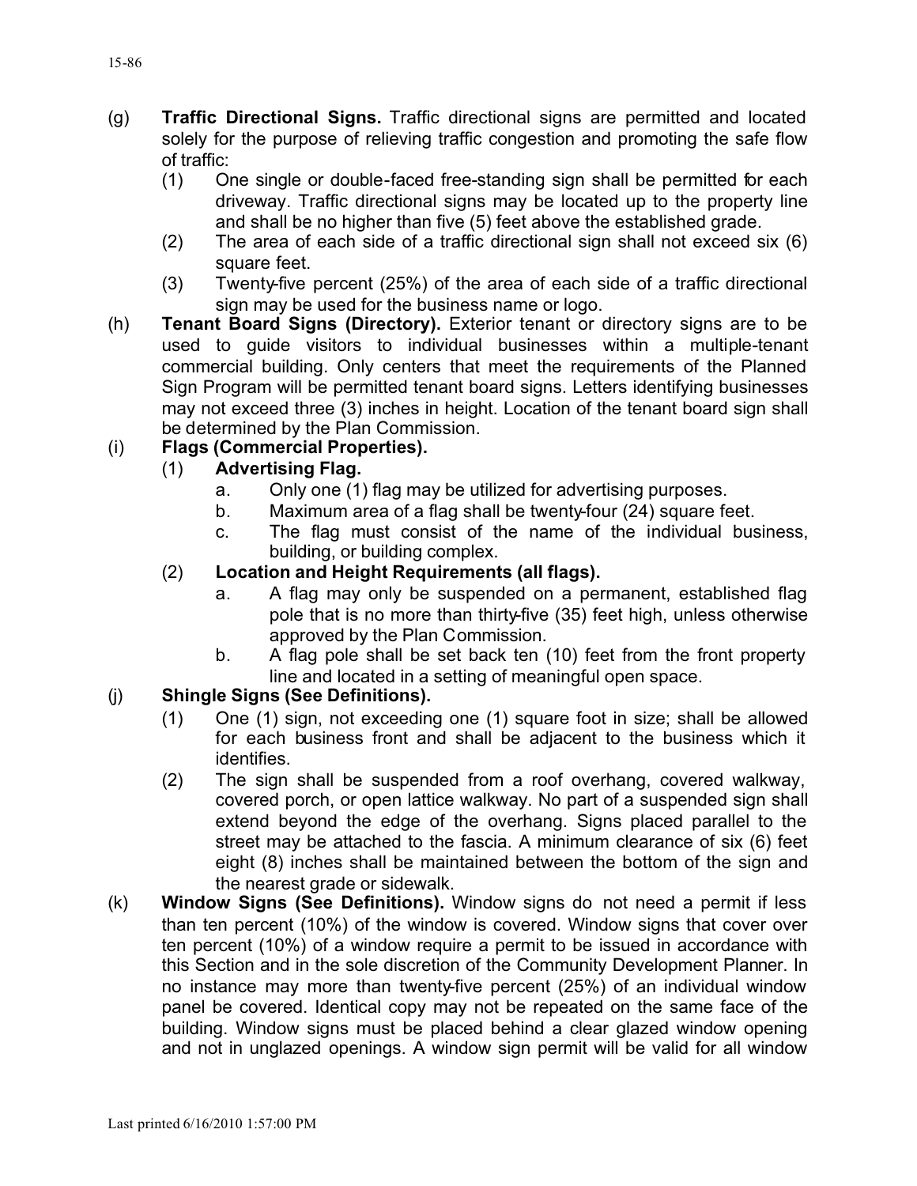(g) **Traffic Directional Signs.** Traffic directional signs are permitted and located solely for the purpose of relieving traffic congestion and promoting the safe flow of traffic:

  (1) One single or double-faced free-standing sign shall be permitted for each driveway. Traffic directional signs may be located up to the property line and shall be no higher than five (5) feet above the established grade.

  (2) The area of each side of a traffic directional sign shall not exceed six (6) square feet.

  (3) Twenty-five percent (25%) of the area of each side of a traffic directional sign may be used for the business name or logo.

(h) **Tenant Board Signs (Directory).** Exterior tenant or directory signs are to be used to guide visitors to individual businesses within a multiple-tenant commercial building. Only centers that meet the requirements of the Planned Sign Program will be permitted tenant board signs. Letters identifying businesses may not exceed three (3) inches in height. Location of the tenant board sign shall be determined by the Plan Commission.

(i) **Flags (Commercial Properties).**

  (1) **Advertising Flag.**

    a. Only one (1) flag may be utilized for advertising purposes.

    b. Maximum area of a flag shall be twenty-four (24) square feet.

    c. The flag must consist of the name of the individual business, building, or building complex.

  (2) **Location and Height Requirements (all flags).**

    a. A flag may only be suspended on a permanent, established flag pole that is no more than thirty-five (35) feet high, unless otherwise approved by the Plan Commission.

    b. A flag pole shall be set back ten (10) feet from the front property line and located in a setting of meaningful open space.

(j) **Shingle Signs (See Definitions).**

  (1) One (1) sign, not exceeding one (1) square foot in size; shall be allowed for each business front and shall be adjacent to the business which it identifies.

  (2) The sign shall be suspended from a roof overhang, covered walkway, covered porch, or open lattice walkway. No part of a suspended sign shall extend beyond the edge of the overhang. Signs placed parallel to the street may be attached to the fascia. A minimum clearance of six (6) feet eight (8) inches shall be maintained between the bottom of the sign and the nearest grade or sidewalk.

(k) **Window Signs (See Definitions).** Window signs do not need a permit if less than ten percent (10%) of the window is covered. Window signs that cover over ten percent (10%) of a window require a permit to be issued in accordance with this Section and in the sole discretion of the Community Development Planner. In no instance may more than twenty-five percent (25%) of an individual window panel be covered. Identical copy may not be repeated on the same face of the building. Window signs must be placed behind a clear glazed window opening and not in unglazed openings. A window sign permit will be valid for all window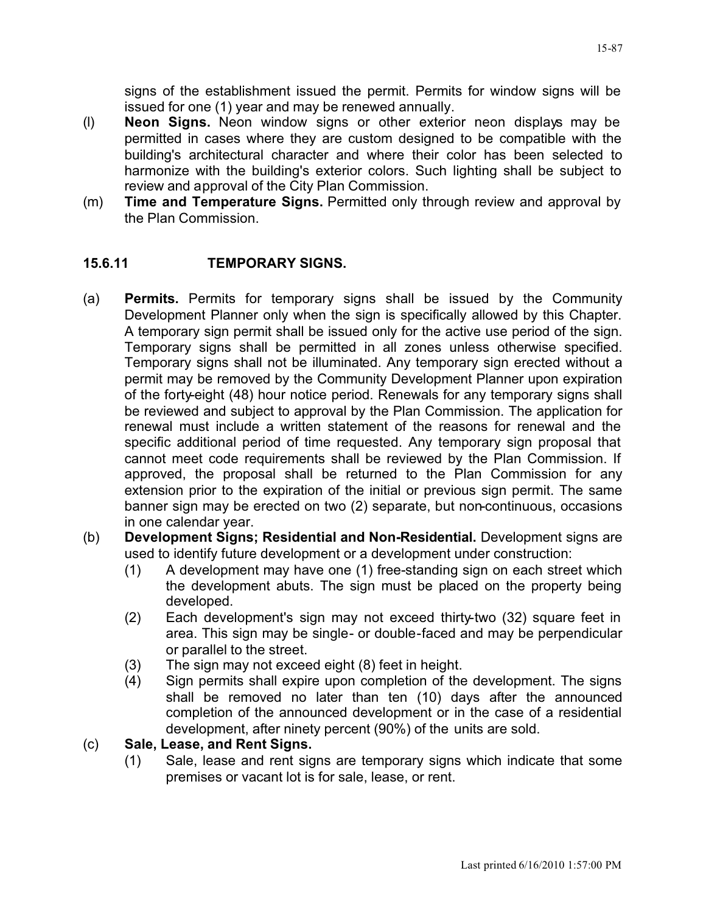signs of the establishment issued the permit. Permits for window signs will be issued for one (1) year and may be renewed annually.

(l) **Neon Signs.** Neon window signs or other exterior neon displays may be permitted in cases where they are custom designed to be compatible with the building's architectural character and where their color has been selected to harmonize with the building's exterior colors. Such lighting shall be subject to review and approval of the City Plan Commission.

(m) **Time and Temperature Signs.** Permitted only through review and approval by the Plan Commission.

## 15.6.11 TEMPORARY SIGNS.

(a) **Permits.** Permits for temporary signs shall be issued by the Community Development Planner only when the sign is specifically allowed by this Chapter. A temporary sign permit shall be issued only for the active use period of the sign. Temporary signs shall be permitted in all zones unless otherwise specified. Temporary signs shall not be illuminated. Any temporary sign erected without a permit may be removed by the Community Development Planner upon expiration of the forty-eight (48) hour notice period. Renewals for any temporary signs shall be reviewed and subject to approval by the Plan Commission. The application for renewal must include a written statement of the reasons for renewal and the specific additional period of time requested. Any temporary sign proposal that cannot meet code requirements shall be reviewed by the Plan Commission. If approved, the proposal shall be returned to the Plan Commission for any extension prior to the expiration of the initial or previous sign permit. The same banner sign may be erected on two (2) separate, but non-continuous, occasions in one calendar year.

(b) **Development Signs; Residential and Non-Residential.** Development signs are used to identify future development or a development under construction:

  (1) A development may have one (1) free-standing sign on each street which the development abuts. The sign must be placed on the property being developed.

  (2) Each development's sign may not exceed thirty-two (32) square feet in area. This sign may be single- or double-faced and may be perpendicular or parallel to the street.

  (3) The sign may not exceed eight (8) feet in height.

  (4) Sign permits shall expire upon completion of the development. The signs shall be removed no later than ten (10) days after the announced completion of the announced development or in the case of a residential development, after ninety percent (90%) of the units are sold.

(c) **Sale, Lease, and Rent Signs.**

  (1) Sale, lease and rent signs are temporary signs which indicate that some premises or vacant lot is for sale, lease, or rent.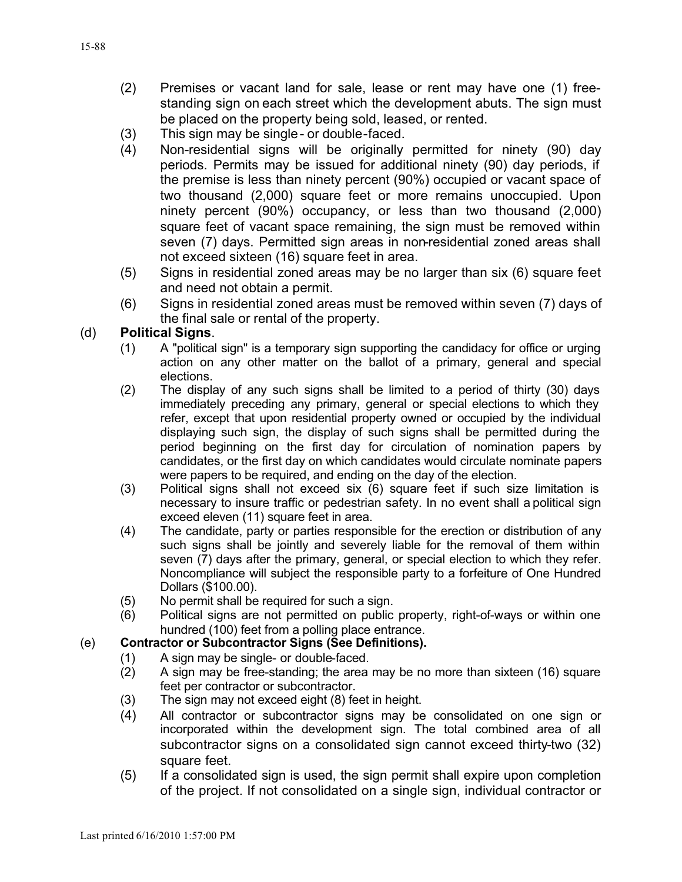(2) Premises or vacant land for sale, lease or rent may have one (1) free-standing sign on each street which the development abuts. The sign must be placed on the property being sold, leased, or rented.

(3) This sign may be single- or double-faced.

(4) Non-residential signs will be originally permitted for ninety (90) day periods. Permits may be issued for additional ninety (90) day periods, if the premise is less than ninety percent (90%) occupied or vacant space of two thousand (2,000) square feet or more remains unoccupied. Upon ninety percent (90%) occupancy, or less than two thousand (2,000) square feet of vacant space remaining, the sign must be removed within seven (7) days. Permitted sign areas in non-residential zoned areas shall not exceed sixteen (16) square feet in area.

(5) Signs in residential zoned areas may be no larger than six (6) square feet and need not obtain a permit.

(6) Signs in residential zoned areas must be removed within seven (7) days of the final sale or rental of the property.

(d) **Political Signs**.

(1) A "political sign" is a temporary sign supporting the candidacy for office or urging action on any other matter on the ballot of a primary, general and special elections.

(2) The display of any such signs shall be limited to a period of thirty (30) days immediately preceding any primary, general or special elections to which they refer, except that upon residential property owned or occupied by the individual displaying such sign, the display of such signs shall be permitted during the period beginning on the first day for circulation of nomination papers by candidates, or the first day on which candidates would circulate nominate papers were papers to be required, and ending on the day of the election.

(3) Political signs shall not exceed six (6) square feet if such size limitation is necessary to insure traffic or pedestrian safety. In no event shall a political sign exceed eleven (11) square feet in area.

(4) The candidate, party or parties responsible for the erection or distribution of any such signs shall be jointly and severely liable for the removal of them within seven (7) days after the primary, general, or special election to which they refer. Noncompliance will subject the responsible party to a forfeiture of One Hundred Dollars ($100.00).

(5) No permit shall be required for such a sign.

(6) Political signs are not permitted on public property, right-of-ways or within one hundred (100) feet from a polling place entrance.

(e) **Contractor or Subcontractor Signs (See Definitions).**

(1) A sign may be single- or double-faced.

(2) A sign may be free-standing; the area may be no more than sixteen (16) square feet per contractor or subcontractor.

(3) The sign may not exceed eight (8) feet in height.

(4) All contractor or subcontractor signs may be consolidated on one sign or incorporated within the development sign. The total combined area of all subcontractor signs on a consolidated sign cannot exceed thirty-two (32) square feet.

(5) If a consolidated sign is used, the sign permit shall expire upon completion of the project. If not consolidated on a single sign, individual contractor or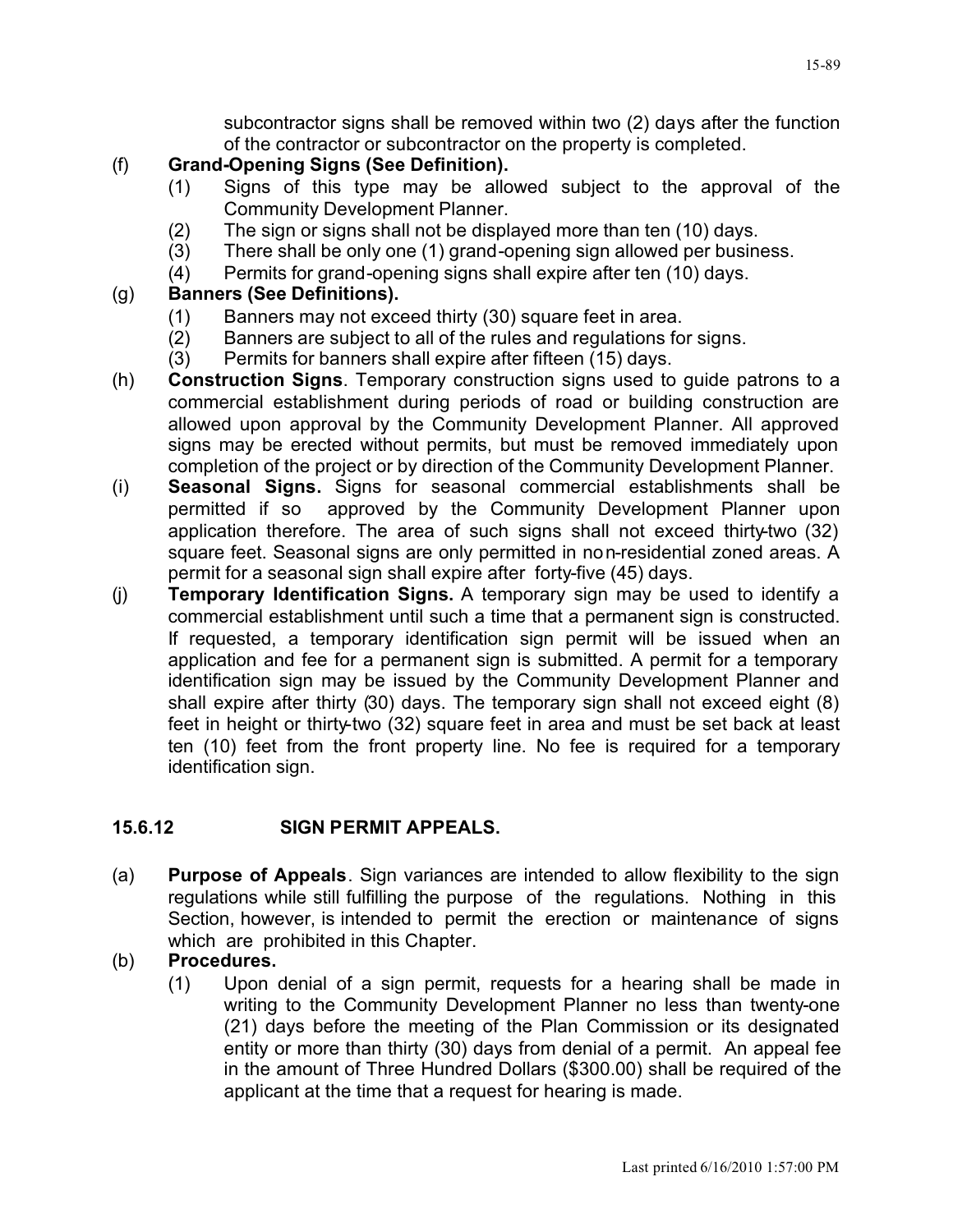subcontractor signs shall be removed within two (2) days after the function of the contractor or subcontractor on the property is completed.

(f) **Grand-Opening Signs (See Definition).**

(1) Signs of this type may be allowed subject to the approval of the Community Development Planner.

(2) The sign or signs shall not be displayed more than ten (10) days.

(3) There shall be only one (1) grand-opening sign allowed per business.

(4) Permits for grand-opening signs shall expire after ten (10) days.

(g) **Banners (See Definitions).**

(1) Banners may not exceed thirty (30) square feet in area.

(2) Banners are subject to all of the rules and regulations for signs.

(3) Permits for banners shall expire after fifteen (15) days.

(h) **Construction Signs**. Temporary construction signs used to guide patrons to a commercial establishment during periods of road or building construction are allowed upon approval by the Community Development Planner. All approved signs may be erected without permits, but must be removed immediately upon completion of the project or by direction of the Community Development Planner.

(i) **Seasonal Signs.** Signs for seasonal commercial establishments shall be permitted if so approved by the Community Development Planner upon application therefore. The area of such signs shall not exceed thirty-two (32) square feet. Seasonal signs are only permitted in non-residential zoned areas. A permit for a seasonal sign shall expire after forty-five (45) days.

(j) **Temporary Identification Signs.** A temporary sign may be used to identify a commercial establishment until such a time that a permanent sign is constructed. If requested, a temporary identification sign permit will be issued when an application and fee for a permanent sign is submitted. A permit for a temporary identification sign may be issued by the Community Development Planner and shall expire after thirty (30) days. The temporary sign shall not exceed eight (8) feet in height or thirty-two (32) square feet in area and must be set back at least ten (10) feet from the front property line. No fee is required for a temporary identification sign.

## 15.6.12 SIGN PERMIT APPEALS.

(a) **Purpose of Appeals**. Sign variances are intended to allow flexibility to the sign regulations while still fulfilling the purpose of the regulations. Nothing in this Section, however, is intended to permit the erection or maintenance of signs which are prohibited in this Chapter.

(b) **Procedures.**

(1) Upon denial of a sign permit, requests for a hearing shall be made in writing to the Community Development Planner no less than twenty-one (21) days before the meeting of the Plan Commission or its designated entity or more than thirty (30) days from denial of a permit. An appeal fee in the amount of Three Hundred Dollars ($300.00) shall be required of the applicant at the time that a request for hearing is made.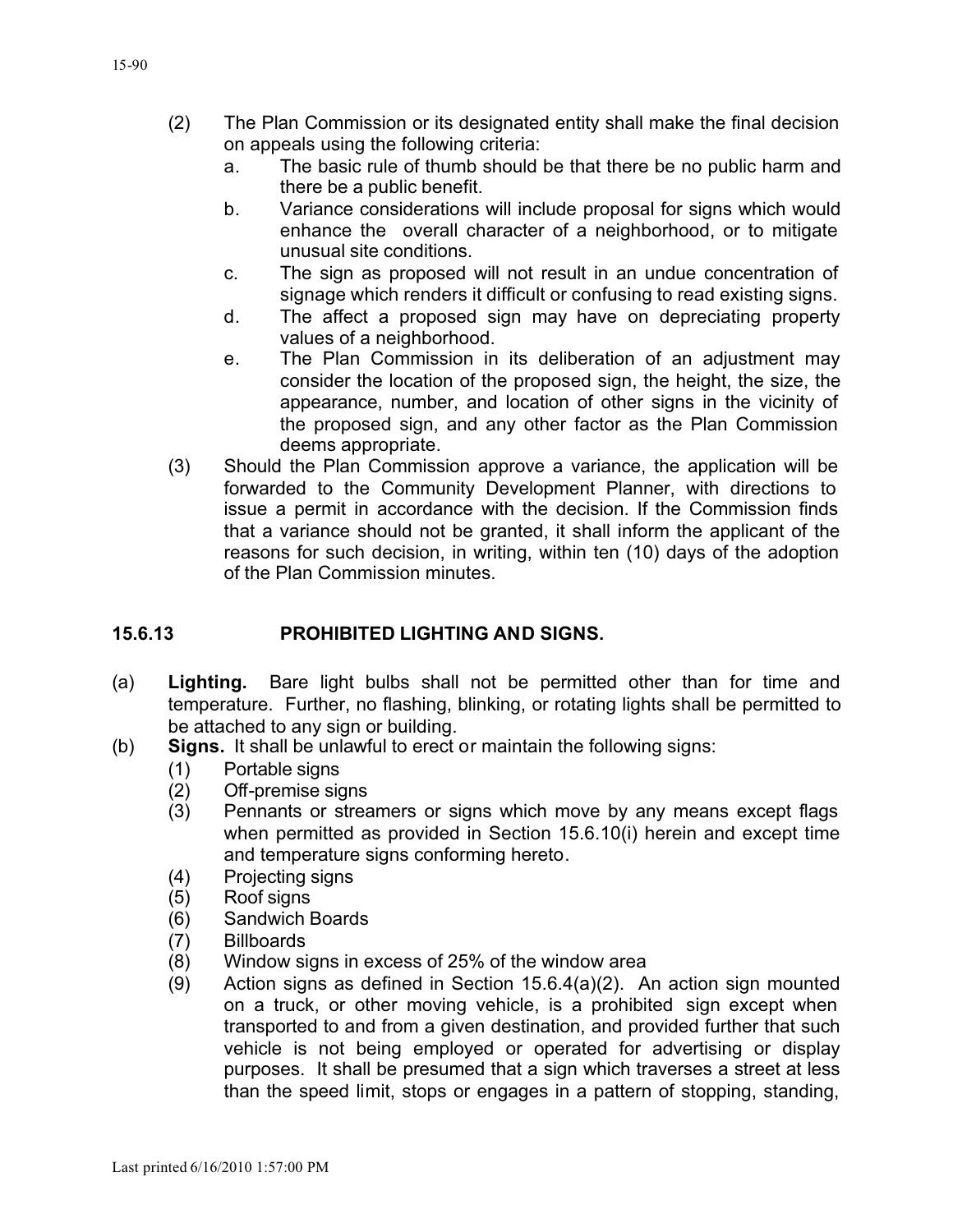(2) The Plan Commission or its designated entity shall make the final decision on appeals using the following criteria:
   a. The basic rule of thumb should be that there be no public harm and there be a public benefit.
   b. Variance considerations will include proposal for signs which would enhance the overall character of a neighborhood, or to mitigate unusual site conditions.
   c. The sign as proposed will not result in an undue concentration of signage which renders it difficult or confusing to read existing signs.
   d. The affect a proposed sign may have on depreciating property values of a neighborhood.
   e. The Plan Commission in its deliberation of an adjustment may consider the location of the proposed sign, the height, the size, the appearance, number, and location of other signs in the vicinity of the proposed sign, and any other factor as the Plan Commission deems appropriate.

(3) Should the Plan Commission approve a variance, the application will be forwarded to the Community Development Planner, with directions to issue a permit in accordance with the decision. If the Commission finds that a variance should not be granted, it shall inform the applicant of the reasons for such decision, in writing, within ten (10) days of the adoption of the Plan Commission minutes.

## 15.6.13 PROHIBITED LIGHTING AND SIGNS.

(a) **Lighting.** Bare light bulbs shall not be permitted other than for time and temperature. Further, no flashing, blinking, or rotating lights shall be permitted to be attached to any sign or building.

(b) **Signs.** It shall be unlawful to erect or maintain the following signs:
   (1) Portable signs
   (2) Off-premise signs
   (3) Pennants or streamers or signs which move by any means except flags when permitted as provided in Section 15.6.10(i) herein and except time and temperature signs conforming hereto.
   (4) Projecting signs
   (5) Roof signs
   (6) Sandwich Boards
   (7) Billboards
   (8) Window signs in excess of 25% of the window area
   (9) Action signs as defined in Section 15.6.4(a)(2). An action sign mounted on a truck, or other moving vehicle, is a prohibited sign except when transported to and from a given destination, and provided further that such vehicle is not being employed or operated for advertising or display purposes. It shall be presumed that a sign which traverses a street at less than the speed limit, stops or engages in a pattern of stopping, standing,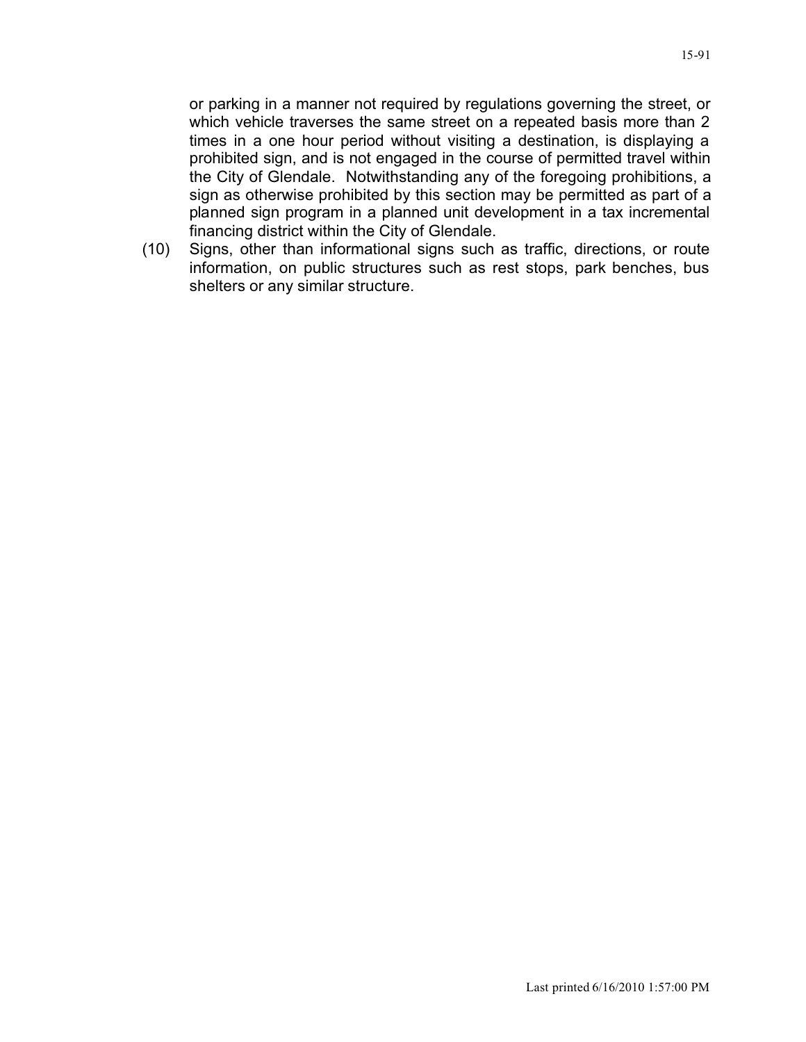or parking in a manner not required by regulations governing the street, or which vehicle traverses the same street on a repeated basis more than 2 times in a one hour period without visiting a destination, is displaying a prohibited sign, and is not engaged in the course of permitted travel within the City of Glendale. Notwithstanding any of the foregoing prohibitions, a sign as otherwise prohibited by this section may be permitted as part of a planned sign program in a planned unit development in a tax incremental financing district within the City of Glendale.

(10) Signs, other than informational signs such as traffic, directions, or route information, on public structures such as rest stops, park benches, bus shelters or any similar structure.